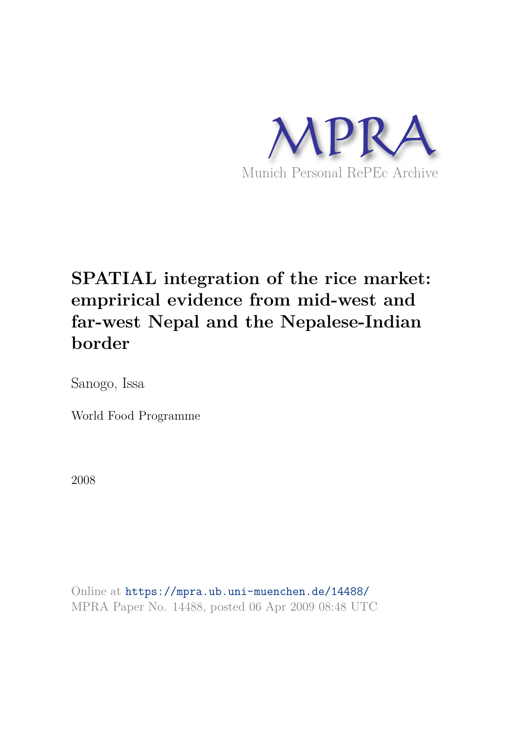MPRA

Munich Personal RePEc Archive

# SPATIAL integration of the rice market: emprirical evidence from mid-west and far-west Nepal and the Nepalese-Indian border

Sanogo, Issa

World Food Programme

2008

Online at https://mpra.ub.uni-muenchen.de/14488/
MPRA Paper No. 14488, posted 06 Apr 2009 08:48 UTC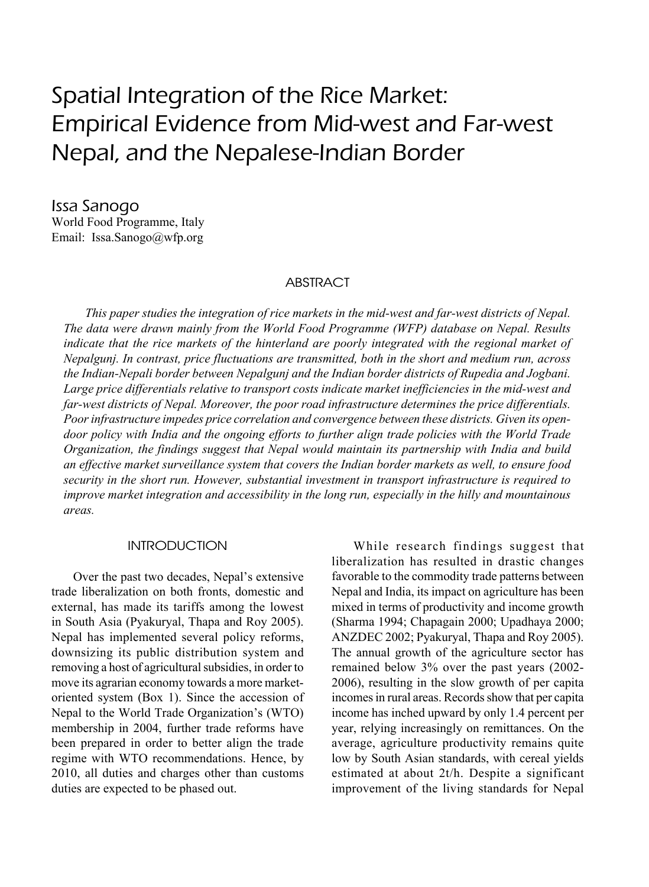# Spatial Integration of the Rice Market: Empirical Evidence from Mid-west and Far-west Nepal, and the Nepalese-Indian Border

Issa Sanogo
World Food Programme, Italy
Email: Issa.Sanogo@wfp.org

## ABSTRACT

*This paper studies the integration of rice markets in the mid-west and far-west districts of Nepal. The data were drawn mainly from the World Food Programme (WFP) database on Nepal. Results indicate that the rice markets of the hinterland are poorly integrated with the regional market of Nepalgunj. In contrast, price fluctuations are transmitted, both in the short and medium run, across the Indian-Nepali border between Nepalgunj and the Indian border districts of Rupedia and Jogbani. Large price differentials relative to transport costs indicate market inefficiencies in the mid-west and far-west districts of Nepal. Moreover, the poor road infrastructure determines the price differentials. Poor infrastructure impedes price correlation and convergence between these districts. Given its open-door policy with India and the ongoing efforts to further align trade policies with the World Trade Organization, the findings suggest that Nepal would maintain its partnership with India and build an effective market surveillance system that covers the Indian border markets as well, to ensure food security in the short run. However, substantial investment in transport infrastructure is required to improve market integration and accessibility in the long run, especially in the hilly and mountainous areas.*

## INTRODUCTION

Over the past two decades, Nepal's extensive trade liberalization on both fronts, domestic and external, has made its tariffs among the lowest in South Asia (Pyakuryal, Thapa and Roy 2005). Nepal has implemented several policy reforms, downsizing its public distribution system and removing a host of agricultural subsidies, in order to move its agrarian economy towards a more market-oriented system (Box 1). Since the accession of Nepal to the World Trade Organization's (WTO) membership in 2004, further trade reforms have been prepared in order to better align the trade regime with WTO recommendations. Hence, by 2010, all duties and charges other than customs duties are expected to be phased out.

While research findings suggest that liberalization has resulted in drastic changes favorable to the commodity trade patterns between Nepal and India, its impact on agriculture has been mixed in terms of productivity and income growth (Sharma 1994; Chapagain 2000; Upadhaya 2000; ANZDEC 2002; Pyakuryal, Thapa and Roy 2005). The annual growth of the agriculture sector has remained below 3% over the past years (2002-2006), resulting in the slow growth of per capita incomes in rural areas. Records show that per capita income has inched upward by only 1.4 percent per year, relying increasingly on remittances. On the average, agriculture productivity remains quite low by South Asian standards, with cereal yields estimated at about 2t/h. Despite a significant improvement of the living standards for Nepal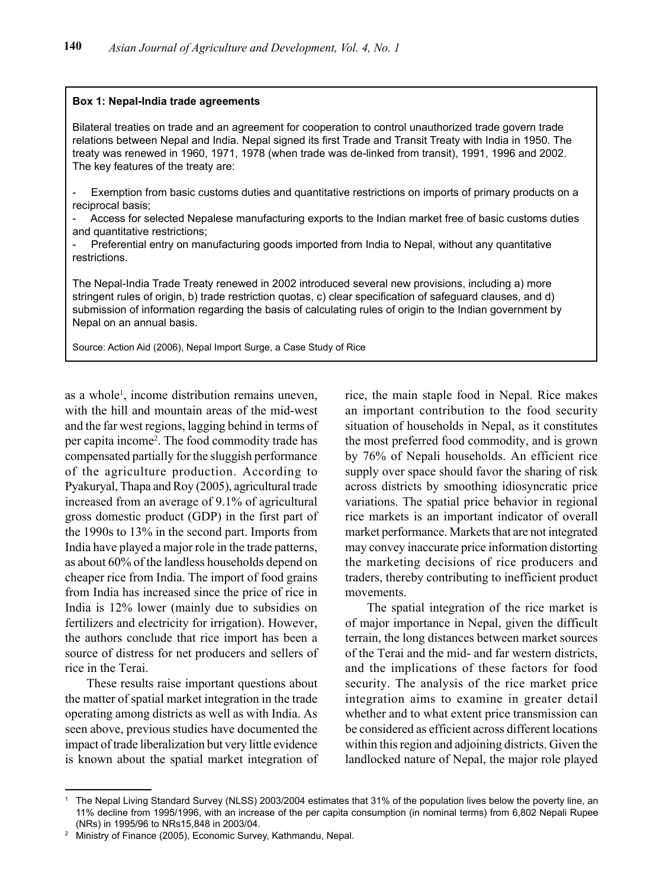**Box 1: Nepal-India trade agreements**

Bilateral treaties on trade and an agreement for cooperation to control unauthorized trade govern trade relations between Nepal and India. Nepal signed its first Trade and Transit Treaty with India in 1950. The treaty was renewed in 1960, 1971, 1978 (when trade was de-linked from transit), 1991, 1996 and 2002. The key features of the treaty are:

- Exemption from basic customs duties and quantitative restrictions on imports of primary products on a reciprocal basis;
- Access for selected Nepalese manufacturing exports to the Indian market free of basic customs duties and quantitative restrictions;
- Preferential entry on manufacturing goods imported from India to Nepal, without any quantitative restrictions.

The Nepal-India Trade Treaty renewed in 2002 introduced several new provisions, including a) more stringent rules of origin, b) trade restriction quotas, c) clear specification of safeguard clauses, and d) submission of information regarding the basis of calculating rules of origin to the Indian government by Nepal on an annual basis.

Source: Action Aid (2006), Nepal Import Surge, a Case Study of Rice

as a whole[1], income distribution remains uneven, with the hill and mountain areas of the mid-west and the far west regions, lagging behind in terms of per capita income[2]. The food commodity trade has compensated partially for the sluggish performance of the agriculture production. According to Pyakuryal, Thapa and Roy (2005), agricultural trade increased from an average of 9.1% of agricultural gross domestic product (GDP) in the first part of the 1990s to 13% in the second part. Imports from India have played a major role in the trade patterns, as about 60% of the landless households depend on cheaper rice from India. The import of food grains from India has increased since the price of rice in India is 12% lower (mainly due to subsidies on fertilizers and electricity for irrigation). However, the authors conclude that rice import has been a source of distress for net producers and sellers of rice in the Terai.

These results raise important questions about the matter of spatial market integration in the trade operating among districts as well as with India. As seen above, previous studies have documented the impact of trade liberalization but very little evidence is known about the spatial market integration of rice, the main staple food in Nepal. Rice makes an important contribution to the food security situation of households in Nepal, as it constitutes the most preferred food commodity, and is grown by 76% of Nepali households. An efficient rice supply over space should favor the sharing of risk across districts by smoothing idiosyncratic price variations. The spatial price behavior in regional rice markets is an important indicator of overall market performance. Markets that are not integrated may convey inaccurate price information distorting the marketing decisions of rice producers and traders, thereby contributing to inefficient product movements.

The spatial integration of the rice market is of major importance in Nepal, given the difficult terrain, the long distances between market sources of the Terai and the mid- and far western districts, and the implications of these factors for food security. The analysis of the rice market price integration aims to examine in greater detail whether and to what extent price transmission can be considered as efficient across different locations within this region and adjoining districts. Given the landlocked nature of Nepal, the major role played

---

[1] The Nepal Living Standard Survey (NLSS) 2003/2004 estimates that 31% of the population lives below the poverty line, an 11% decline from 1995/1996, with an increase of the per capita consumption (in nominal terms) from 6,802 Nepali Rupee (NRs) in 1995/96 to NRs15,848 in 2003/04.

[2] Ministry of Finance (2005), Economic Survey, Kathmandu, Nepal.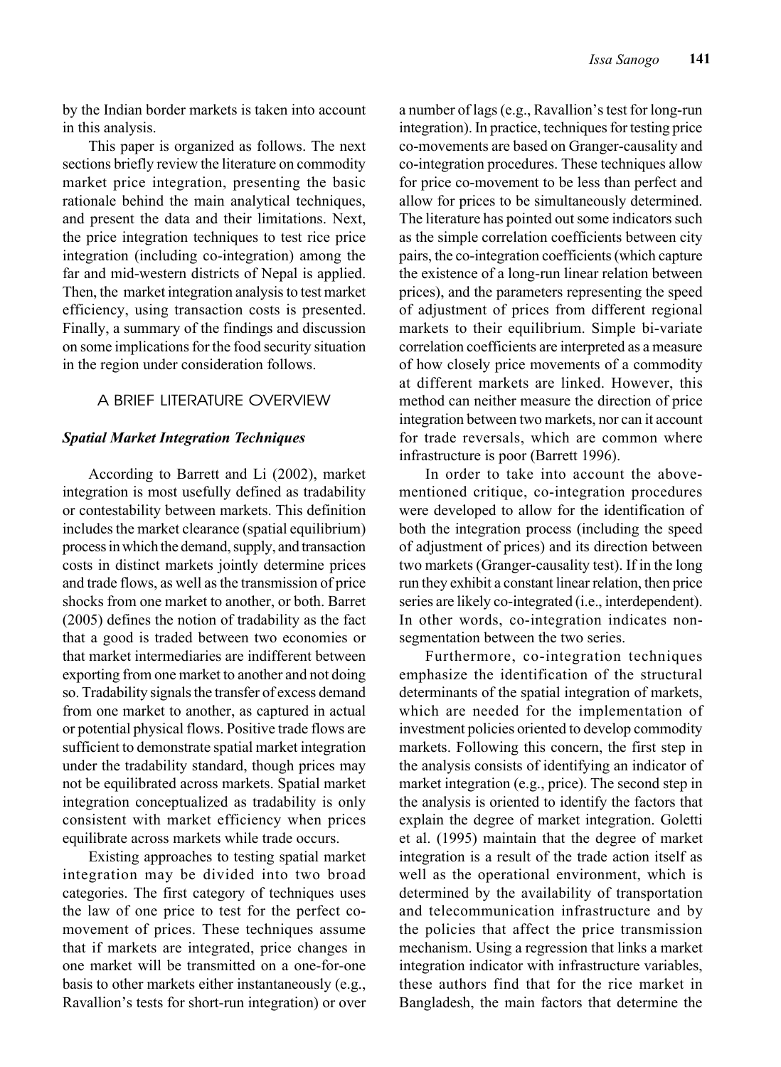by the Indian border markets is taken into account in this analysis.

This paper is organized as follows. The next sections briefly review the literature on commodity market price integration, presenting the basic rationale behind the main analytical techniques, and present the data and their limitations. Next, the price integration techniques to test rice price integration (including co-integration) among the far and mid-western districts of Nepal is applied. Then, the market integration analysis to test market efficiency, using transaction costs is presented. Finally, a summary of the findings and discussion on some implications for the food security situation in the region under consideration follows.

## A BRIEF LITERATURE OVERVIEW

### *Spatial Market Integration Techniques*

According to Barrett and Li (2002), market integration is most usefully defined as tradability or contestability between markets. This definition includes the market clearance (spatial equilibrium) process in which the demand, supply, and transaction costs in distinct markets jointly determine prices and trade flows, as well as the transmission of price shocks from one market to another, or both. Barret (2005) defines the notion of tradability as the fact that a good is traded between two economies or that market intermediaries are indifferent between exporting from one market to another and not doing so. Tradability signals the transfer of excess demand from one market to another, as captured in actual or potential physical flows. Positive trade flows are sufficient to demonstrate spatial market integration under the tradability standard, though prices may not be equilibrated across markets. Spatial market integration conceptualized as tradability is only consistent with market efficiency when prices equilibrate across markets while trade occurs.

Existing approaches to testing spatial market integration may be divided into two broad categories. The first category of techniques uses the law of one price to test for the perfect co-movement of prices. These techniques assume that if markets are integrated, price changes in one market will be transmitted on a one-for-one basis to other markets either instantaneously (e.g., Ravallion's tests for short-run integration) or over a number of lags (e.g., Ravallion's test for long-run integration). In practice, techniques for testing price co-movements are based on Granger-causality and co-integration procedures. These techniques allow for price co-movement to be less than perfect and allow for prices to be simultaneously determined. The literature has pointed out some indicators such as the simple correlation coefficients between city pairs, the co-integration coefficients (which capture the existence of a long-run linear relation between prices), and the parameters representing the speed of adjustment of prices from different regional markets to their equilibrium. Simple bi-variate correlation coefficients are interpreted as a measure of how closely price movements of a commodity at different markets are linked. However, this method can neither measure the direction of price integration between two markets, nor can it account for trade reversals, which are common where infrastructure is poor (Barrett 1996).

In order to take into account the above-mentioned critique, co-integration procedures were developed to allow for the identification of both the integration process (including the speed of adjustment of prices) and its direction between two markets (Granger-causality test). If in the long run they exhibit a constant linear relation, then price series are likely co-integrated (i.e., interdependent). In other words, co-integration indicates non-segmentation between the two series.

Furthermore, co-integration techniques emphasize the identification of the structural determinants of the spatial integration of markets, which are needed for the implementation of investment policies oriented to develop commodity markets. Following this concern, the first step in the analysis consists of identifying an indicator of market integration (e.g., price). The second step in the analysis is oriented to identify the factors that explain the degree of market integration. Goletti et al. (1995) maintain that the degree of market integration is a result of the trade action itself as well as the operational environment, which is determined by the availability of transportation and telecommunication infrastructure and by the policies that affect the price transmission mechanism. Using a regression that links a market integration indicator with infrastructure variables, these authors find that for the rice market in Bangladesh, the main factors that determine the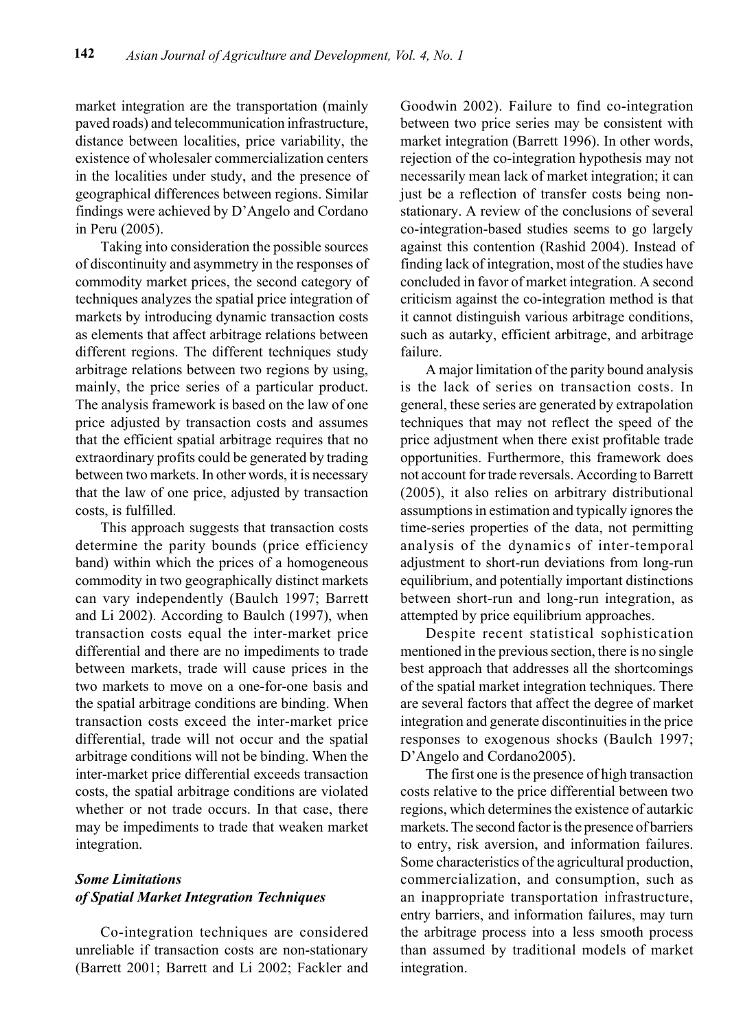market integration are the transportation (mainly paved roads) and telecommunication infrastructure, distance between localities, price variability, the existence of wholesaler commercialization centers in the localities under study, and the presence of geographical differences between regions. Similar findings were achieved by D'Angelo and Cordano in Peru (2005).

Taking into consideration the possible sources of discontinuity and asymmetry in the responses of commodity market prices, the second category of techniques analyzes the spatial price integration of markets by introducing dynamic transaction costs as elements that affect arbitrage relations between different regions. The different techniques study arbitrage relations between two regions by using, mainly, the price series of a particular product. The analysis framework is based on the law of one price adjusted by transaction costs and assumes that the efficient spatial arbitrage requires that no extraordinary profits could be generated by trading between two markets. In other words, it is necessary that the law of one price, adjusted by transaction costs, is fulfilled.

This approach suggests that transaction costs determine the parity bounds (price efficiency band) within which the prices of a homogeneous commodity in two geographically distinct markets can vary independently (Baulch 1997; Barrett and Li 2002). According to Baulch (1997), when transaction costs equal the inter-market price differential and there are no impediments to trade between markets, trade will cause prices in the two markets to move on a one-for-one basis and the spatial arbitrage conditions are binding. When transaction costs exceed the inter-market price differential, trade will not occur and the spatial arbitrage conditions will not be binding. When the inter-market price differential exceeds transaction costs, the spatial arbitrage conditions are violated whether or not trade occurs. In that case, there may be impediments to trade that weaken market integration.

### *Some Limitations of Spatial Market Integration Techniques*

Co-integration techniques are considered unreliable if transaction costs are non-stationary (Barrett 2001; Barrett and Li 2002; Fackler and Goodwin 2002). Failure to find co-integration between two price series may be consistent with market integration (Barrett 1996). In other words, rejection of the co-integration hypothesis may not necessarily mean lack of market integration; it can just be a reflection of transfer costs being non-stationary. A review of the conclusions of several co-integration-based studies seems to go largely against this contention (Rashid 2004). Instead of finding lack of integration, most of the studies have concluded in favor of market integration. A second criticism against the co-integration method is that it cannot distinguish various arbitrage conditions, such as autarky, efficient arbitrage, and arbitrage failure.

A major limitation of the parity bound analysis is the lack of series on transaction costs. In general, these series are generated by extrapolation techniques that may not reflect the speed of the price adjustment when there exist profitable trade opportunities. Furthermore, this framework does not account for trade reversals. According to Barrett (2005), it also relies on arbitrary distributional assumptions in estimation and typically ignores the time-series properties of the data, not permitting analysis of the dynamics of inter-temporal adjustment to short-run deviations from long-run equilibrium, and potentially important distinctions between short-run and long-run integration, as attempted by price equilibrium approaches.

Despite recent statistical sophistication mentioned in the previous section, there is no single best approach that addresses all the shortcomings of the spatial market integration techniques. There are several factors that affect the degree of market integration and generate discontinuities in the price responses to exogenous shocks (Baulch 1997; D'Angelo and Cordano2005).

The first one is the presence of high transaction costs relative to the price differential between two regions, which determines the existence of autarkic markets. The second factor is the presence of barriers to entry, risk aversion, and information failures. Some characteristics of the agricultural production, commercialization, and consumption, such as an inappropriate transportation infrastructure, entry barriers, and information failures, may turn the arbitrage process into a less smooth process than assumed by traditional models of market integration.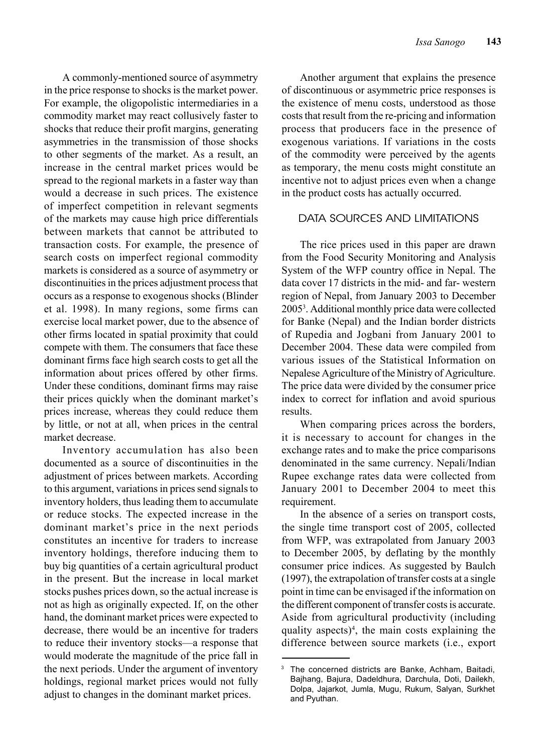A commonly-mentioned source of asymmetry in the price response to shocks is the market power. For example, the oligopolistic intermediaries in a commodity market may react collusively faster to shocks that reduce their profit margins, generating asymmetries in the transmission of those shocks to other segments of the market. As a result, an increase in the central market prices would be spread to the regional markets in a faster way than would a decrease in such prices. The existence of imperfect competition in relevant segments of the markets may cause high price differentials between markets that cannot be attributed to transaction costs. For example, the presence of search costs on imperfect regional commodity markets is considered as a source of asymmetry or discontinuities in the prices adjustment process that occurs as a response to exogenous shocks (Blinder et al. 1998). In many regions, some firms can exercise local market power, due to the absence of other firms located in spatial proximity that could compete with them. The consumers that face these dominant firms face high search costs to get all the information about prices offered by other firms. Under these conditions, dominant firms may raise their prices quickly when the dominant market's prices increase, whereas they could reduce them by little, or not at all, when prices in the central market decrease.

Inventory accumulation has also been documented as a source of discontinuities in the adjustment of prices between markets. According to this argument, variations in prices send signals to inventory holders, thus leading them to accumulate or reduce stocks. The expected increase in the dominant market's price in the next periods constitutes an incentive for traders to increase inventory holdings, therefore inducing them to buy big quantities of a certain agricultural product in the present. But the increase in local market stocks pushes prices down, so the actual increase is not as high as originally expected. If, on the other hand, the dominant market prices were expected to decrease, there would be an incentive for traders to reduce their inventory stocks—a response that would moderate the magnitude of the price fall in the next periods. Under the argument of inventory holdings, regional market prices would not fully adjust to changes in the dominant market prices.

Another argument that explains the presence of discontinuous or asymmetric price responses is the existence of menu costs, understood as those costs that result from the re-pricing and information process that producers face in the presence of exogenous variations. If variations in the costs of the commodity were perceived by the agents as temporary, the menu costs might constitute an incentive not to adjust prices even when a change in the product costs has actually occurred.

## DATA SOURCES AND LIMITATIONS

The rice prices used in this paper are drawn from the Food Security Monitoring and Analysis System of the WFP country office in Nepal. The data cover 17 districts in the mid- and far- western region of Nepal, from January 2003 to December 2005[3]. Additional monthly price data were collected for Banke (Nepal) and the Indian border districts of Rupedia and Jogbani from January 2001 to December 2004. These data were compiled from various issues of the Statistical Information on Nepalese Agriculture of the Ministry of Agriculture. The price data were divided by the consumer price index to correct for inflation and avoid spurious results.

When comparing prices across the borders, it is necessary to account for changes in the exchange rates and to make the price comparisons denominated in the same currency. Nepali/Indian Rupee exchange rates data were collected from January 2001 to December 2004 to meet this requirement.

In the absence of a series on transport costs, the single time transport cost of 2005, collected from WFP, was extrapolated from January 2003 to December 2005, by deflating by the monthly consumer price indices. As suggested by Baulch (1997), the extrapolation of transfer costs at a single point in time can be envisaged if the information on the different component of transfer costs is accurate. Aside from agricultural productivity (including quality aspects)[4], the main costs explaining the difference between source markets (i.e., export

[3] The concerned districts are Banke, Achham, Baitadi, Bajhang, Bajura, Dadeldhura, Darchula, Doti, Dailekh, Dolpa, Jajarkot, Jumla, Mugu, Rukum, Salyan, Surkhet and Pyuthan.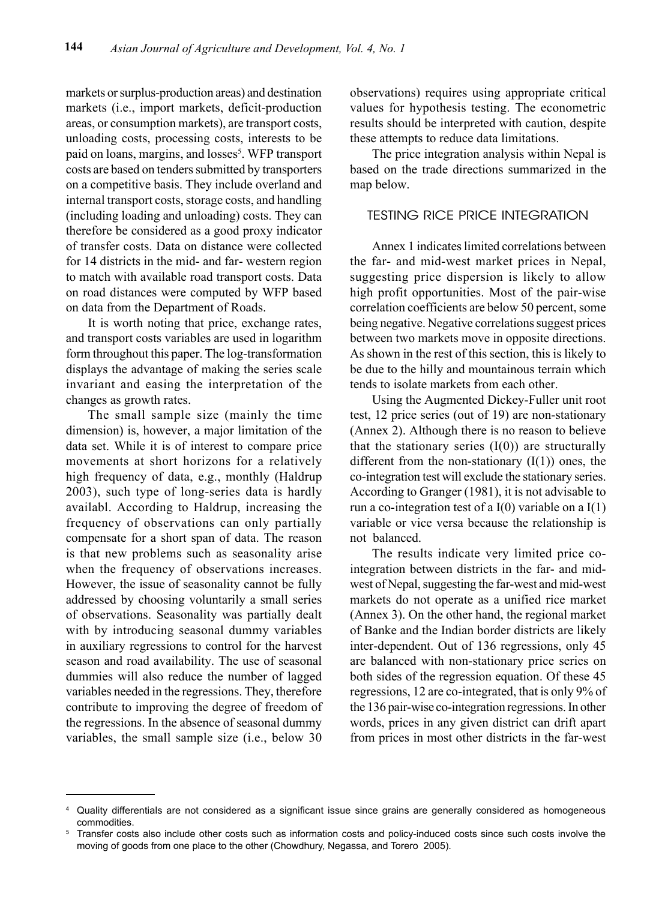markets or surplus-production areas) and destination markets (i.e., import markets, deficit-production areas, or consumption markets), are transport costs, unloading costs, processing costs, interests to be paid on loans, margins, and losses[5]. WFP transport costs are based on tenders submitted by transporters on a competitive basis. They include overland and internal transport costs, storage costs, and handling (including loading and unloading) costs. They can therefore be considered as a good proxy indicator of transfer costs. Data on distance were collected for 14 districts in the mid- and far- western region to match with available road transport costs. Data on road distances were computed by WFP based on data from the Department of Roads.

It is worth noting that price, exchange rates, and transport costs variables are used in logarithm form throughout this paper. The log-transformation displays the advantage of making the series scale invariant and easing the interpretation of the changes as growth rates.

The small sample size (mainly the time dimension) is, however, a major limitation of the data set. While it is of interest to compare price movements at short horizons for a relatively high frequency of data, e.g., monthly (Haldrup 2003), such type of long-series data is hardly availabl. According to Haldrup, increasing the frequency of observations can only partially compensate for a short span of data. The reason is that new problems such as seasonality arise when the frequency of observations increases. However, the issue of seasonality cannot be fully addressed by choosing voluntarily a small series of observations. Seasonality was partially dealt with by introducing seasonal dummy variables in auxiliary regressions to control for the harvest season and road availability. The use of seasonal dummies will also reduce the number of lagged variables needed in the regressions. They, therefore contribute to improving the degree of freedom of the regressions. In the absence of seasonal dummy variables, the small sample size (i.e., below 30 observations) requires using appropriate critical values for hypothesis testing. The econometric results should be interpreted with caution, despite these attempts to reduce data limitations.

The price integration analysis within Nepal is based on the trade directions summarized in the map below.

## TESTING RICE PRICE INTEGRATION

Annex 1 indicates limited correlations between the far- and mid-west market prices in Nepal, suggesting price dispersion is likely to allow high profit opportunities. Most of the pair-wise correlation coefficients are below 50 percent, some being negative. Negative correlations suggest prices between two markets move in opposite directions. As shown in the rest of this section, this is likely to be due to the hilly and mountainous terrain which tends to isolate markets from each other.

Using the Augmented Dickey-Fuller unit root test, 12 price series (out of 19) are non-stationary (Annex 2). Although there is no reason to believe that the stationary series (I(0)) are structurally different from the non-stationary (I(1)) ones, the co-integration test will exclude the stationary series. According to Granger (1981), it is not advisable to run a co-integration test of a I(0) variable on a I(1) variable or vice versa because the relationship is not balanced.

The results indicate very limited price co-integration between districts in the far- and mid-west of Nepal, suggesting the far-west and mid-west markets do not operate as a unified rice market (Annex 3). On the other hand, the regional market of Banke and the Indian border districts are likely inter-dependent. Out of 136 regressions, only 45 are balanced with non-stationary price series on both sides of the regression equation. Of these 45 regressions, 12 are co-integrated, that is only 9% of the 136 pair-wise co-integration regressions. In other words, prices in any given district can drift apart from prices in most other districts in the far-west

---

[4] Quality differentials are not considered as a significant issue since grains are generally considered as homogeneous commodities.

[5] Transfer costs also include other costs such as information costs and policy-induced costs since such costs involve the moving of goods from one place to the other (Chowdhury, Negassa, and Torero 2005).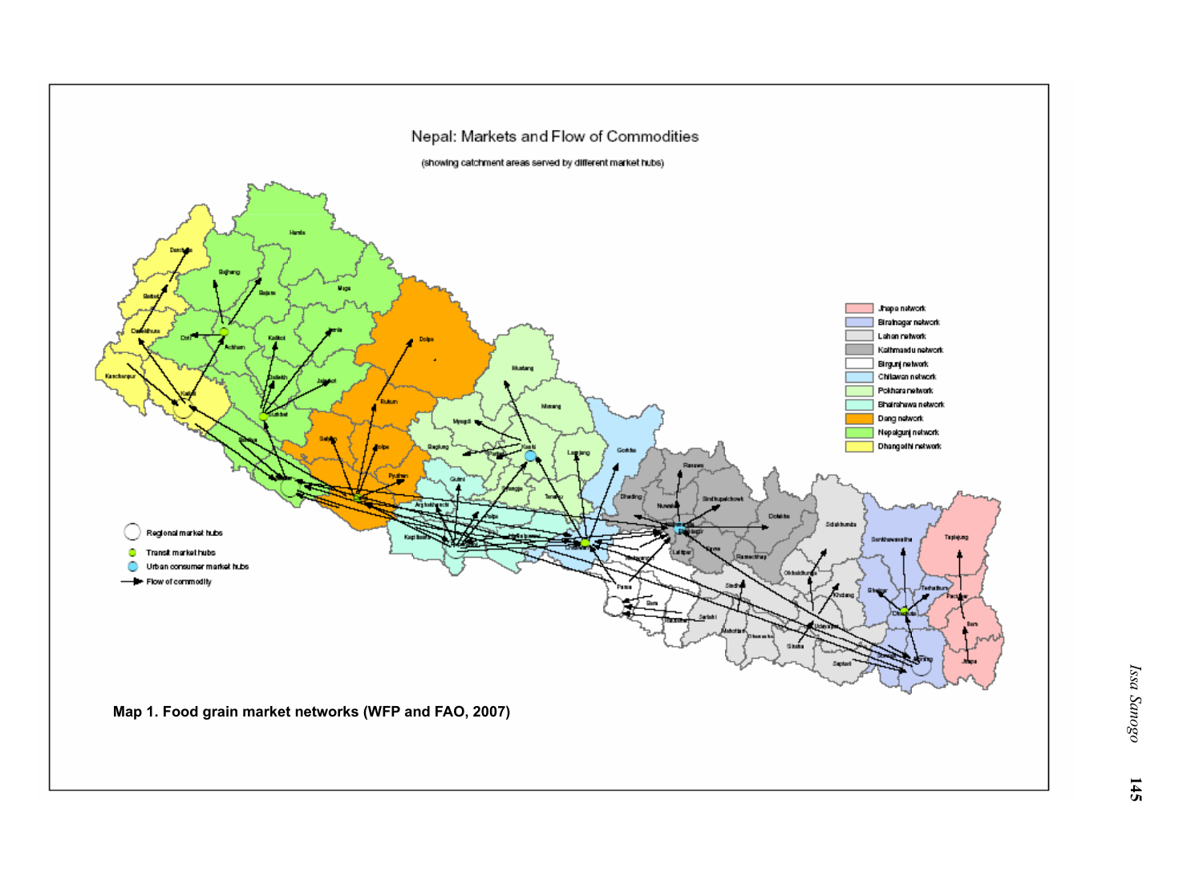Nepal: Markets and Flow of Commodities

(showing catchment areas served by different market hubs)

Jhapa network
Biratnagar network
Lahan network
Kathmandu network
Birgunj network
Chitawan network
Pokhara network
Bhairahawa network
Dang network
Nepalgunj network
Dhangadhi network

Regional market hubs
Transit market hubs
Urban consumer market hubs
Flow of commodity

**Map 1. Food grain market networks (WFP and FAO, 2007)**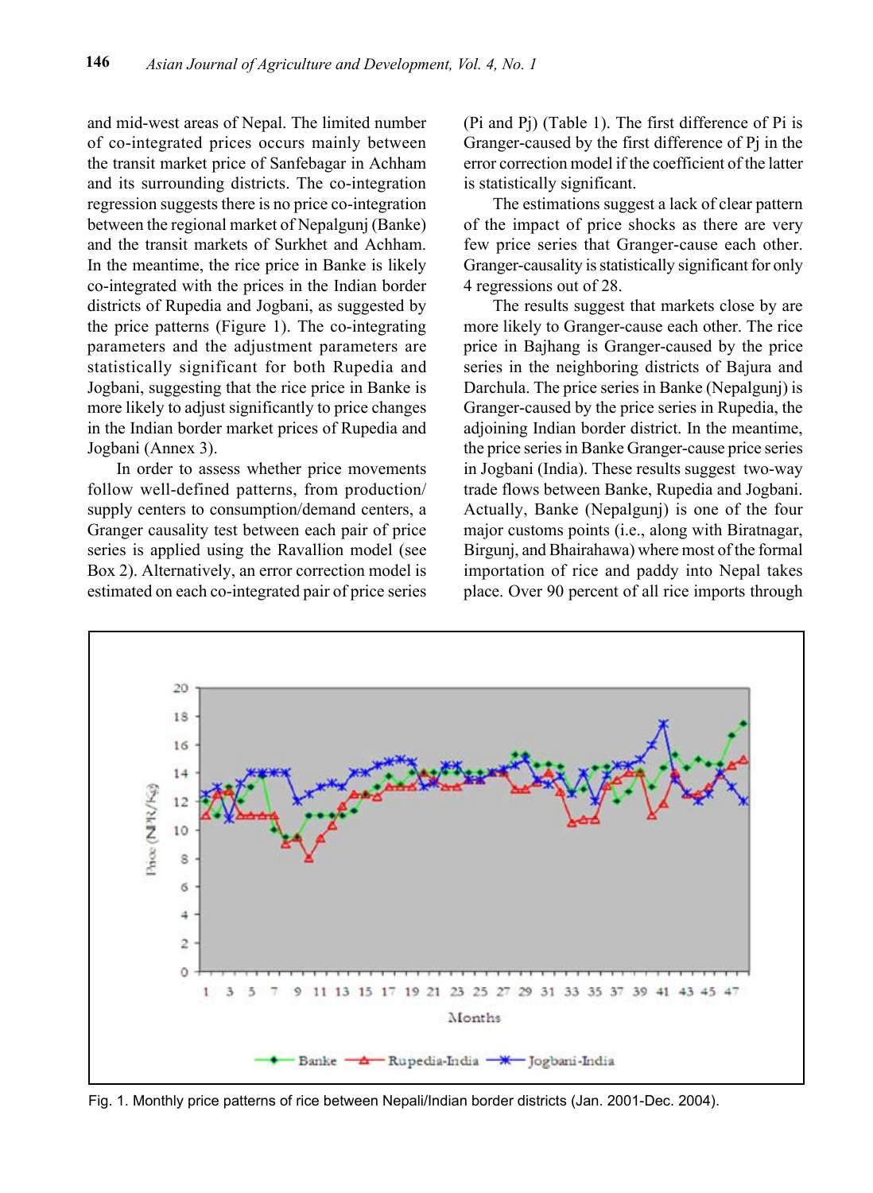and mid-west areas of Nepal. The limited number of co-integrated prices occurs mainly between the transit market price of Sanfebagar in Achham and its surrounding districts. The co-integration regression suggests there is no price co-integration between the regional market of Nepalgunj (Banke) and the transit markets of Surkhet and Achham. In the meantime, the rice price in Banke is likely co-integrated with the prices in the Indian border districts of Rupedia and Jogbani, as suggested by the price patterns (Figure 1). The co-integrating parameters and the adjustment parameters are statistically significant for both Rupedia and Jogbani, suggesting that the rice price in Banke is more likely to adjust significantly to price changes in the Indian border market prices of Rupedia and Jogbani (Annex 3).

In order to assess whether price movements follow well-defined patterns, from production/supply centers to consumption/demand centers, a Granger causality test between each pair of price series is applied using the Ravallion model (see Box 2). Alternatively, an error correction model is estimated on each co-integrated pair of price series (Pi and Pj) (Table 1). The first difference of Pi is Granger-caused by the first difference of Pj in the error correction model if the coefficient of the latter is statistically significant.

The estimations suggest a lack of clear pattern of the impact of price shocks as there are very few price series that Granger-cause each other. Granger-causality is statistically significant for only 4 regressions out of 28.

The results suggest that markets close by are more likely to Granger-cause each other. The rice price in Bajhang is Granger-caused by the price series in the neighboring districts of Bajura and Darchula. The price series in Banke (Nepalgunj) is Granger-caused by the price series in Rupedia, the adjoining Indian border district. In the meantime, the price series in Banke Granger-cause price series in Jogbani (India). These results suggest two-way trade flows between Banke, Rupedia and Jogbani. Actually, Banke (Nepalgunj) is one of the four major customs points (i.e., along with Biratnagar, Birgunj, and Bhairahawa) where most of the formal importation of rice and paddy into Nepal takes place. Over 90 percent of all rice imports through

Price (NPR/Kg)

0 2 4 6 8 10 12 14 16 18 20

1 3 5 7 9 11 13 15 17 19 21 23 25 27 29 31 33 35 37 39 41 43 45 47

Months

Banke — Rupedia-India — Jogbani-India

Fig. 1. Monthly price patterns of rice between Nepali/Indian border districts (Jan. 2001-Dec. 2004).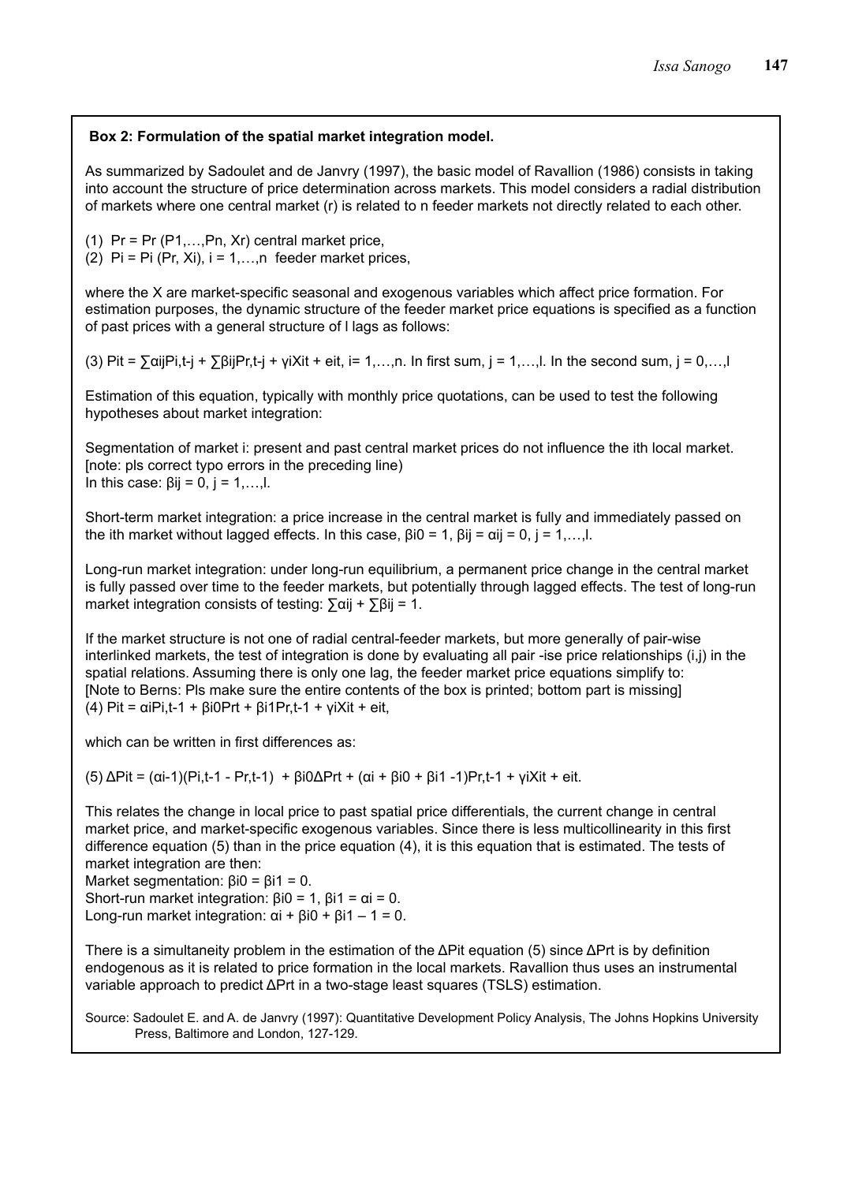**Box 2: Formulation of the spatial market integration model.**

As summarized by Sadoulet and de Janvry (1997), the basic model of Ravallion (1986) consists in taking into account the structure of price determination across markets. This model considers a radial distribution of markets where one central market (r) is related to n feeder markets not directly related to each other.

(1) $P_r = P_r(P_1,\ldots,P_n, X_r)$ central market price,
(2) $P_i = P_i(P_r, X_i)$, $i = 1,\ldots,n$ feeder market prices,

where the X are market-specific seasonal and exogenous variables which affect price formation. For estimation purposes, the dynamic structure of the feeder market price equations is specified as a function of past prices with a general structure of l lags as follows:

(3) $P_{it} = \sum \alpha_{ij} P_{i,t-j} + \sum \beta_{ij} P_{r,t-j} + \gamma_i X_{it} + e_{it}$, $i = 1,\ldots,n$. In first sum, $j = 1,\ldots,l$. In the second sum, $j = 0,\ldots,l$

Estimation of this equation, typically with monthly price quotations, can be used to test the following hypotheses about market integration:

Segmentation of market i: present and past central market prices do not influence the ith local market. [note: pls correct typo errors in the preceding line)
In this case: $\beta_{ij} = 0$, $j = 1,\ldots,l$.

Short-term market integration: a price increase in the central market is fully and immediately passed on the ith market without lagged effects. In this case, $\beta_{i0} = 1$, $\beta_{ij} = \alpha_{ij} = 0$, $j = 1,\ldots,l$.

Long-run market integration: under long-run equilibrium, a permanent price change in the central market is fully passed over time to the feeder markets, but potentially through lagged effects. The test of long-run market integration consists of testing: $\sum \alpha_{ij} + \sum \beta_{ij} = 1$.

If the market structure is not one of radial central-feeder markets, but more generally of pair-wise interlinked markets, the test of integration is done by evaluating all pair -ise price relationships (i,j) in the spatial relations. Assuming there is only one lag, the feeder market price equations simplify to:
[Note to Berns: Pls make sure the entire contents of the box is printed; bottom part is missing]
(4) $P_{it} = \alpha_i P_{i,t-1} + \beta_{i0} P_{rt} + \beta_{i1} P_{r,t-1} + \gamma_i X_{it} + e_{it}$,

which can be written in first differences as:

(5) $\Delta P_{it} = (\alpha_i - 1)(P_{i,t-1} - P_{r,t-1}) + \beta_{i0} \Delta P_{rt} + (\alpha_i + \beta_{i0} + \beta_{i1} - 1) P_{r,t-1} + \gamma_i X_{it} + e_{it}$.

This relates the change in local price to past spatial price differentials, the current change in central market price, and market-specific exogenous variables. Since there is less multicollinearity in this first difference equation (5) than in the price equation (4), it is this equation that is estimated. The tests of market integration are then:
Market segmentation: $\beta_{i0} = \beta_{i1} = 0$.
Short-run market integration: $\beta_{i0} = 1$, $\beta_{i1} = \alpha_i = 0$.
Long-run market integration: $\alpha_i + \beta_{i0} + \beta_{i1} - 1 = 0$.

There is a simultaneity problem in the estimation of the $\Delta P_{it}$ equation (5) since $\Delta P_{rt}$ is by definition endogenous as it is related to price formation in the local markets. Ravallion thus uses an instrumental variable approach to predict $\Delta P_{rt}$ in a two-stage least squares (TSLS) estimation.

Source: Sadoulet E. and A. de Janvry (1997): Quantitative Development Policy Analysis, The Johns Hopkins University Press, Baltimore and London, 127-129.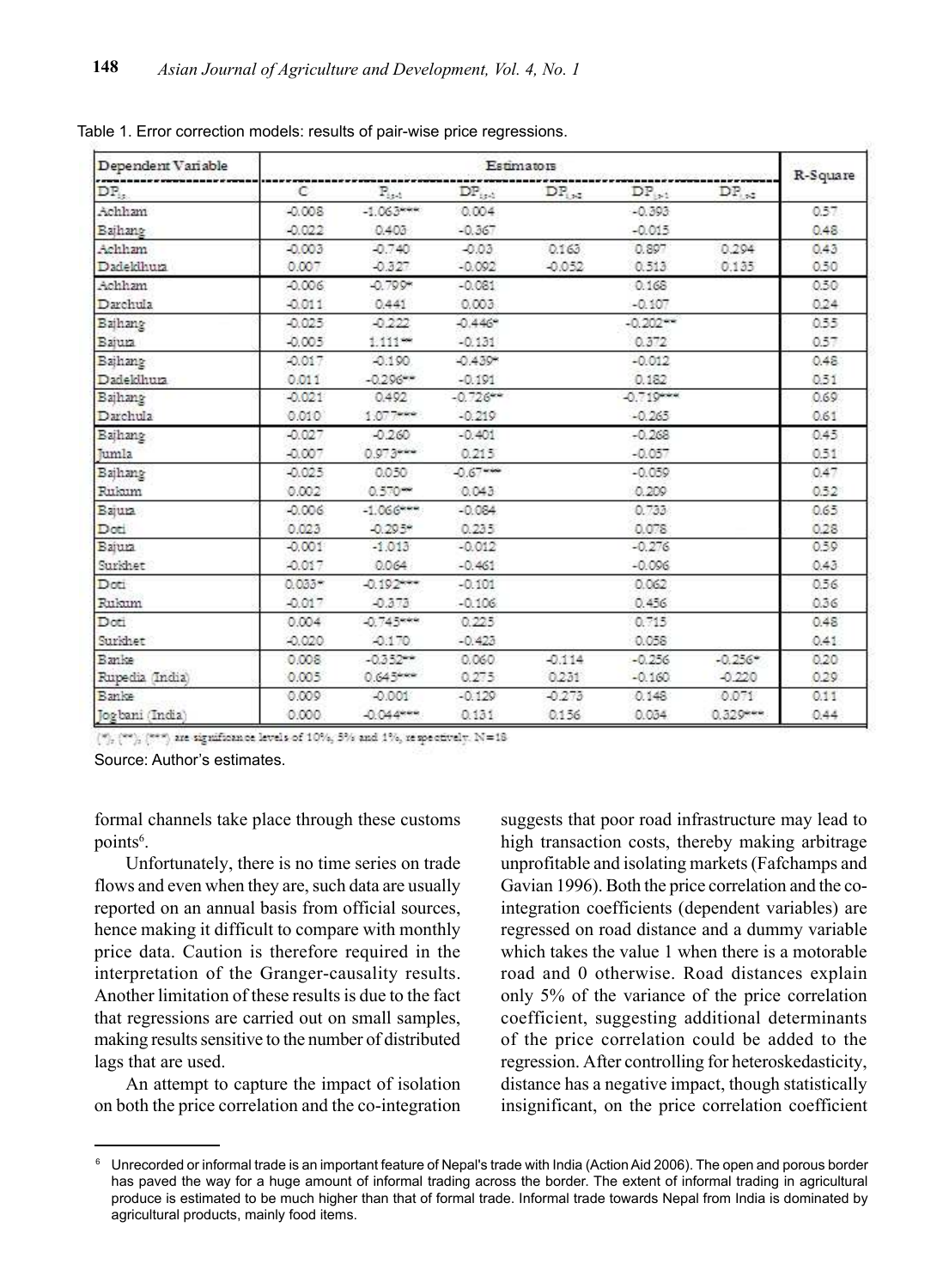Table 1. Error correction models: results of pair-wise price regressions.

| Dependent Variable | Estimators | | | | | | R-Square |
|---|---|---|---|---|---|---|---|
| $DP_{i,t}$ | C | $P_{i,t-1}$ | $DP_{i,t-1}$ | $DP_{i,t-2}$ | $DP_{j,t-1}$ | $DP_{j,t-2}$ | |
| Achham | -0.008 | -1.063*** | 0.004 | | -0.393 | | 0.57 |
| Bajhang | -0.022 | 0.403 | -0.367 | | -0.015 | | 0.48 |
| Achham | -0.003 | -0.740 | -0.03 | 0.163 | 0.897 | 0.294 | 0.43 |
| Dadeldhura | 0.007 | -0.327 | -0.092 | -0.052 | 0.513 | 0.135 | 0.50 |
| Achham | -0.006 | -0.799* | -0.081 | | 0.168 | | 0.50 |
| Darchula | -0.011 | 0.441 | 0.003 | | -0.107 | | 0.24 |
| Bajhang | -0.025 | -0.222 | -0.446* | | -0.202** | | 0.55 |
| Bajura | -0.005 | 1.111** | -0.131 | | 0.372 | | 0.57 |
| Bajhang | -0.017 | -0.190 | -0.439* | | -0.012 | | 0.48 |
| Dadeldhura | 0.011 | -0.296** | -0.191 | | 0.182 | | 0.51 |
| Bajhang | -0.021 | 0.492 | -0.726** | | -0.719*** | | 0.69 |
| Darchula | 0.010 | 1.077*** | -0.219 | | -0.265 | | 0.61 |
| Bajhang | -0.027 | -0.260 | -0.401 | | -0.268 | | 0.45 |
| Jumla | -0.007 | 0.973*** | 0.215 | | -0.057 | | 0.51 |
| Bajhang | -0.025 | 0.050 | -0.67*** | | -0.059 | | 0.47 |
| Rukum | 0.002 | 0.570** | 0.043 | | 0.209 | | 0.52 |
| Bajura | -0.006 | -1.066*** | -0.084 | | 0.733 | | 0.65 |
| Doti | 0.023 | -0.295* | 0.235 | | 0.078 | | 0.28 |
| Bajura | -0.001 | -1.013 | -0.012 | | -0.276 | | 0.59 |
| Surkhet | -0.017 | 0.064 | -0.461 | | -0.096 | | 0.43 |
| Doti | 0.033* | -0.192*** | -0.101 | | 0.062 | | 0.56 |
| Rukum | -0.017 | -0.373 | -0.106 | | 0.456 | | 0.36 |
| Doti | 0.004 | -0.745*** | 0.225 | | 0.715 | | 0.48 |
| Surkhet | -0.020 | -0.170 | -0.423 | | 0.058 | | 0.41 |
| Banke | 0.008 | -0.352** | 0.060 | -0.114 | -0.256 | -0.256* | 0.20 |
| Rupedia (India) | 0.005 | 0.645*** | 0.275 | 0.231 | -0.160 | -0.220 | 0.29 |
| Banke | 0.009 | -0.001 | -0.129 | -0.273 | 0.148 | 0.071 | 0.11 |
| Jogbani (India) | 0.000 | -0.044*** | 0.131 | 0.156 | 0.034 | 0.329*** | 0.44 |

(*), (**), (***) are significance levels of 10%, 5% and 1%, respectively. N=18

Source: Author's estimates.

formal channels take place through these customs points[6].

Unfortunately, there is no time series on trade flows and even when they are, such data are usually reported on an annual basis from official sources, hence making it difficult to compare with monthly price data. Caution is therefore required in the interpretation of the Granger-causality results. Another limitation of these results is due to the fact that regressions are carried out on small samples, making results sensitive to the number of distributed lags that are used.

An attempt to capture the impact of isolation on both the price correlation and the co-integration suggests that poor road infrastructure may lead to high transaction costs, thereby making arbitrage unprofitable and isolating markets (Fafchamps and Gavian 1996). Both the price correlation and the co-integration coefficients (dependent variables) are regressed on road distance and a dummy variable which takes the value 1 when there is a motorable road and 0 otherwise. Road distances explain only 5% of the variance of the price correlation coefficient, suggesting additional determinants of the price correlation could be added to the regression. After controlling for heteroskedasticity, distance has a negative impact, though statistically insignificant, on the price correlation coefficient

[6] Unrecorded or informal trade is an important feature of Nepal's trade with India (Action Aid 2006). The open and porous border has paved the way for a huge amount of informal trading across the border. The extent of informal trading in agricultural produce is estimated to be much higher than that of formal trade. Informal trade towards Nepal from India is dominated by agricultural products, mainly food items.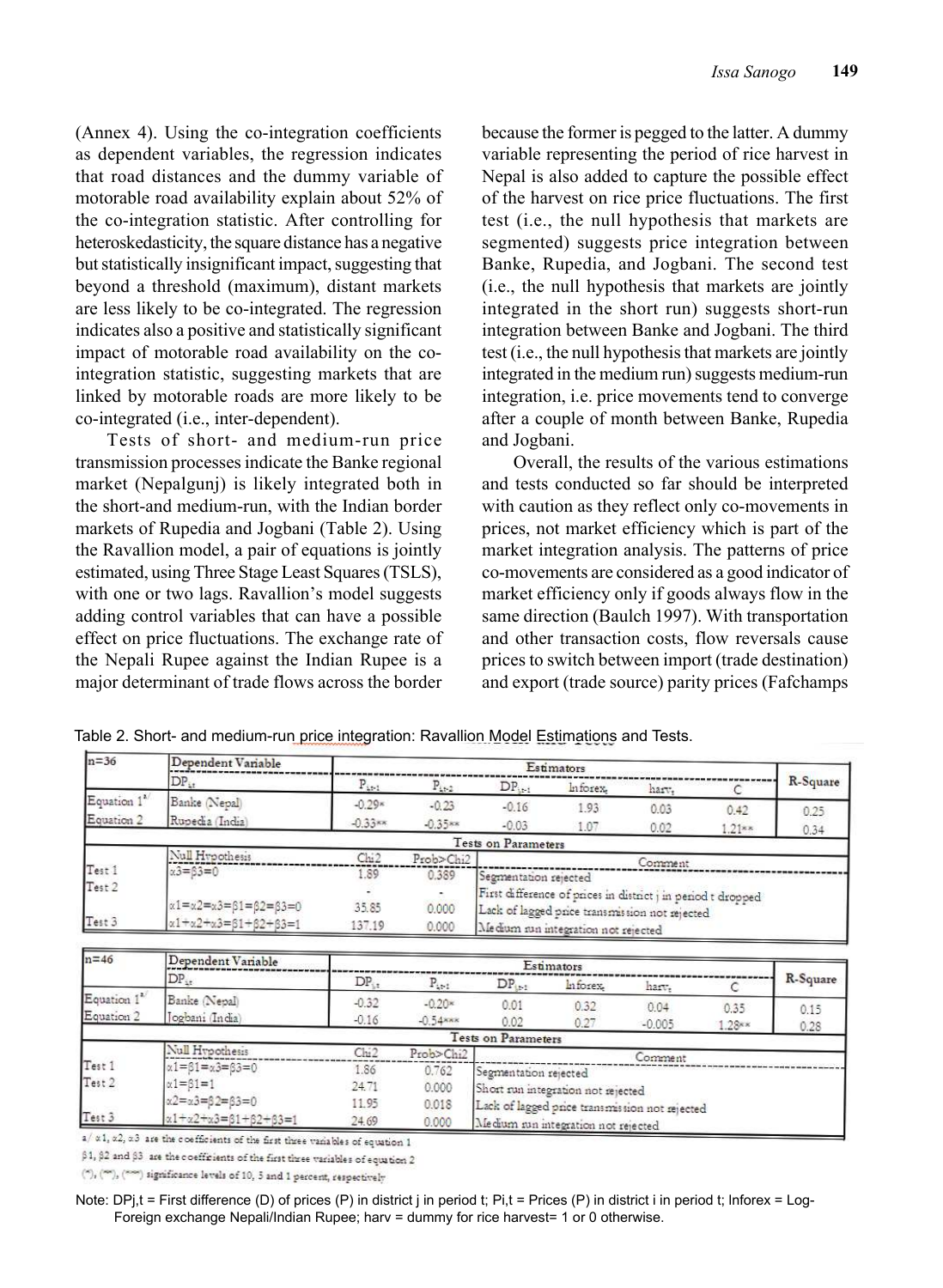(Annex 4). Using the co-integration coefficients as dependent variables, the regression indicates that road distances and the dummy variable of motorable road availability explain about 52% of the co-integration statistic. After controlling for heteroskedasticity, the square distance has a negative but statistically insignificant impact, suggesting that beyond a threshold (maximum), distant markets are less likely to be co-integrated. The regression indicates also a positive and statistically significant impact of motorable road availability on the co-integration statistic, suggesting markets that are linked by motorable roads are more likely to be co-integrated (i.e., inter-dependent).

Tests of short- and medium-run price transmission processes indicate the Banke regional market (Nepalgunj) is likely integrated both in the short-and medium-run, with the Indian border markets of Rupedia and Jogbani (Table 2). Using the Ravallion model, a pair of equations is jointly estimated, using Three Stage Least Squares (TSLS), with one or two lags. Ravallion's model suggests adding control variables that can have a possible effect on price fluctuations. The exchange rate of the Nepali Rupee against the Indian Rupee is a major determinant of trade flows across the border because the former is pegged to the latter. A dummy variable representing the period of rice harvest in Nepal is also added to capture the possible effect of the harvest on rice price fluctuations. The first test (i.e., the null hypothesis that markets are segmented) suggests price integration between Banke, Rupedia, and Jogbani. The second test (i.e., the null hypothesis that markets are jointly integrated in the short run) suggests short-run integration between Banke and Jogbani. The third test (i.e., the null hypothesis that markets are jointly integrated in the medium run) suggests medium-run integration, i.e. price movements tend to converge after a couple of month between Banke, Rupedia and Jogbani.

Overall, the results of the various estimations and tests conducted so far should be interpreted with caution as they reflect only co-movements in prices, not market efficiency which is part of the market integration analysis. The patterns of price co-movements are considered as a good indicator of market efficiency only if goods always flow in the same direction (Baulch 1997). With transportation and other transaction costs, flow reversals cause prices to switch between import (trade destination) and export (trade source) parity prices (Fafchamps

Table 2. Short- and medium-run price integration: Ravallion Model Estimations and Tests.

| n=36 | Dependent Variable $DP_{i,t}$ | $P_{i,t-1}$ | $P_{i,t-2}$ | $DP_{j,t-1}$ | $lnforex_t$ | $harv_t$ | C | R-Square |
|---|---|---|---|---|---|---|---|---|
| Equation 1[a/] | Banke (Nepal) | -0.29* | -0.23 | -0.16 | 1.93 | 0.03 | 0.42 | 0.25 |
| Equation 2 | Rupedia (India) | -0.33** | -0.35** | -0.03 | 1.07 | 0.02 | 1.21** | 0.34 |
| Tests on Parameters | | | | | | | | |
| | Null Hypothesis | Chi2 | Prob>Chi2 | Comment | | | | |
| Test 1 | $\alpha3=\beta3=0$ | 1.89 | 0.389 | Segmentation rejected | | | | |
| Test 2 | | - | - | First difference of prices in district j in period t dropped | | | | |
| | $\alpha1=\alpha2=\alpha3=\beta1=\beta2=\beta3=0$ | 35.85 | 0.000 | Lack of lagged price transmission not rejected | | | | |
| Test 3 | $\alpha1+\alpha2+\alpha3=\beta1+\beta2+\beta3=1$ | 137.19 | 0.000 | Medium run integration not rejected | | | | |

| n=46 | Dependent Variable $DP_{i,t}$ | $DP_{j,t}$ | $P_{i,t-1}$ | $DP_{j,t-1}$ | $lnforex_t$ | $harv_t$ | C | R-Square |
|---|---|---|---|---|---|---|---|---|
| Equation 1[a/] | Banke (Nepal) | -0.32 | -0.20* | 0.01 | 0.32 | 0.04 | 0.35 | 0.15 |
| Equation 2 | Jogbani (India) | -0.16 | -0.54*** | 0.02 | 0.27 | -0.005 | 1.28** | 0.28 |
| Tests on Parameters | | | | | | | | |
| | Null Hypothesis | Chi2 | Prob>Chi2 | Comment | | | | |
| Test 1 | $\alpha1=\beta1=\alpha3=\beta3=0$ | 1.86 | 0.762 | Segmentation rejected | | | | |
| Test 2 | $\alpha1=\beta1=1$ | 24.71 | 0.000 | Short run integration not rejected | | | | |
| | $\alpha2=\alpha3=\beta2=\beta3=0$ | 11.95 | 0.018 | Lack of lagged price transmission not rejected | | | | |
| Test 3 | $\alpha1+\alpha2+\alpha3=\beta1+\beta2+\beta3=1$ | 24.69 | 0.000 | Medium run integration not rejected | | | | |

a/ $\alpha1$, $\alpha2$, $\alpha3$ are the coefficients of the first three variables of equation 1

$\beta1$, $\beta2$ and $\beta3$ are the coefficients of the first three variables of equation 2

(*), (**), (***) significance levels of 10, 5 and 1 percent, respectively

Note: $DP_{j,t}$ = First difference (D) of prices (P) in district j in period t; $P_{i,t}$ = Prices (P) in district i in period t; lnforex = Log-Foreign exchange Nepali/Indian Rupee; harv = dummy for rice harvest= 1 or 0 otherwise.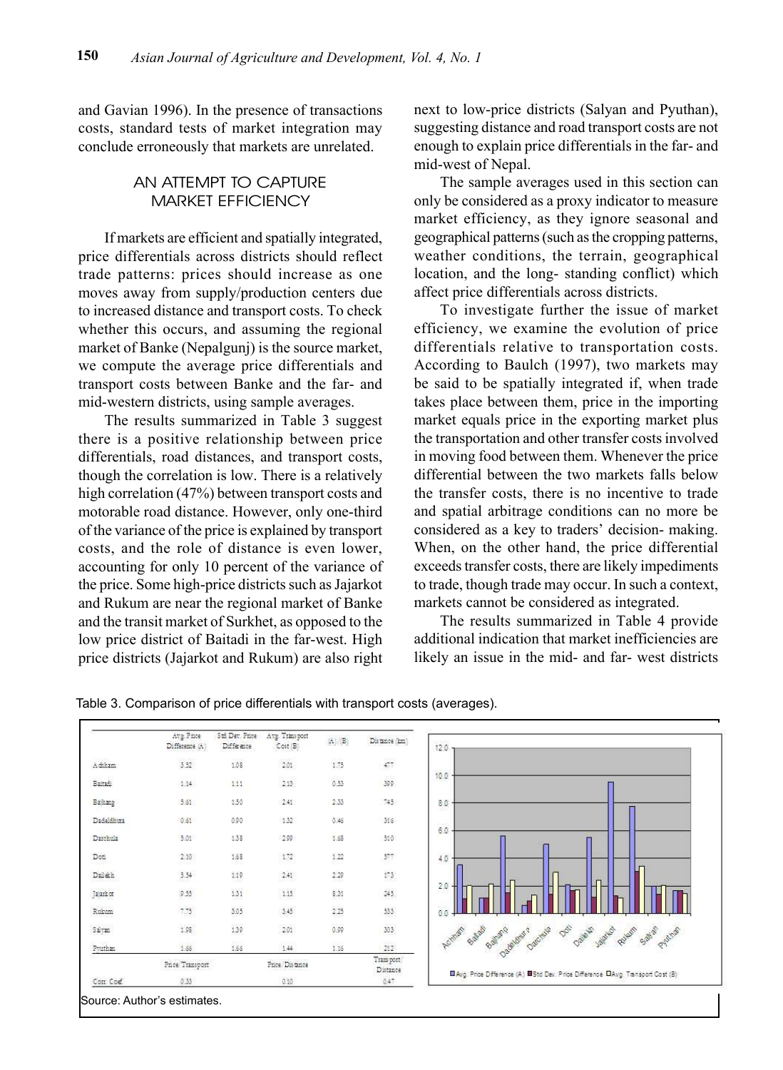and Gavian 1996). In the presence of transactions costs, standard tests of market integration may conclude erroneously that markets are unrelated.

## AN ATTEMPT TO CAPTURE MARKET EFFICIENCY

If markets are efficient and spatially integrated, price differentials across districts should reflect trade patterns: prices should increase as one moves away from supply/production centers due to increased distance and transport costs. To check whether this occurs, and assuming the regional market of Banke (Nepalgunj) is the source market, we compute the average price differentials and transport costs between Banke and the far- and mid-western districts, using sample averages.

The results summarized in Table 3 suggest there is a positive relationship between price differentials, road distances, and transport costs, though the correlation is low. There is a relatively high correlation (47%) between transport costs and motorable road distance. However, only one-third of the variance of the price is explained by transport costs, and the role of distance is even lower, accounting for only 10 percent of the variance of the price. Some high-price districts such as Jajarkot and Rukum are near the regional market of Banke and the transit market of Surkhet, as opposed to the low price district of Baitadi in the far-west. High price districts (Jajarkot and Rukum) are also right next to low-price districts (Salyan and Pyuthan), suggesting distance and road transport costs are not enough to explain price differentials in the far- and mid-west of Nepal.

The sample averages used in this section can only be considered as a proxy indicator to measure market efficiency, as they ignore seasonal and geographical patterns (such as the cropping patterns, weather conditions, the terrain, geographical location, and the long- standing conflict) which affect price differentials across districts.

To investigate further the issue of market efficiency, we examine the evolution of price differentials relative to transportation costs. According to Baulch (1997), two markets may be said to be spatially integrated if, when trade takes place between them, price in the importing market equals price in the exporting market plus the transportation and other transfer costs involved in moving food between them. Whenever the price differential between the two markets falls below the transfer costs, there is no incentive to trade and spatial arbitrage conditions can no more be considered as a key to traders' decision- making. When, on the other hand, the price differential exceeds transfer costs, there are likely impediments to trade, though trade may occur. In such a context, markets cannot be considered as integrated.

The results summarized in Table 4 provide additional indication that market inefficiencies are likely an issue in the mid- and far- west districts

Table 3. Comparison of price differentials with transport costs (averages).

| | Avg. Price Difference (A) | Std Dev. Price Difference | Avg. Transport Cost (B) | (A)/(B) | Distance (km) |
|---|---|---|---|---|---|
| Achham | 3.52 | 1.08 | 2.01 | 1.75 | 477 |
| Baitadi | 1.14 | 1.11 | 2.13 | 0.53 | 399 |
| Bajhang | 5.61 | 1.50 | 2.41 | 2.33 | 745 |
| Dadeldhura | 0.61 | 0.90 | 1.32 | 0.46 | 316 |
| Darchula | 5.01 | 1.38 | 2.99 | 1.68 | 510 |
| Doti | 2.10 | 1.68 | 1.72 | 1.22 | 377 |
| Dailekh | 5.34 | 1.19 | 2.41 | 2.29 | 173 |
| Jajarkot | 9.55 | 1.31 | 1.15 | 8.31 | 245 |
| Rukum | 7.75 | 3.05 | 3.45 | 2.25 | 333 |
| Salyan | 1.98 | 1.39 | 2.01 | 0.99 | 303 |
| Pyuthan | 1.66 | 1.66 | 1.44 | 1.16 | 212 |
| | Price/Transport | | Price/Distance | | Transport/Distance |
| Corr. Coef. | 0.33 | | 0.10 | | 0.47 |

12.0
10.0
8.0
6.0
4.0
2.0
0.0

Achham Baitadi Bajhang Dadeldhura Darchula Doti Dailekh Jajarkot Rukum Salyan Pyuthan

Avg. Price Difference (A) Std Dev. Price Difference Avg. Transport Cost (B)

Source: Author's estimates.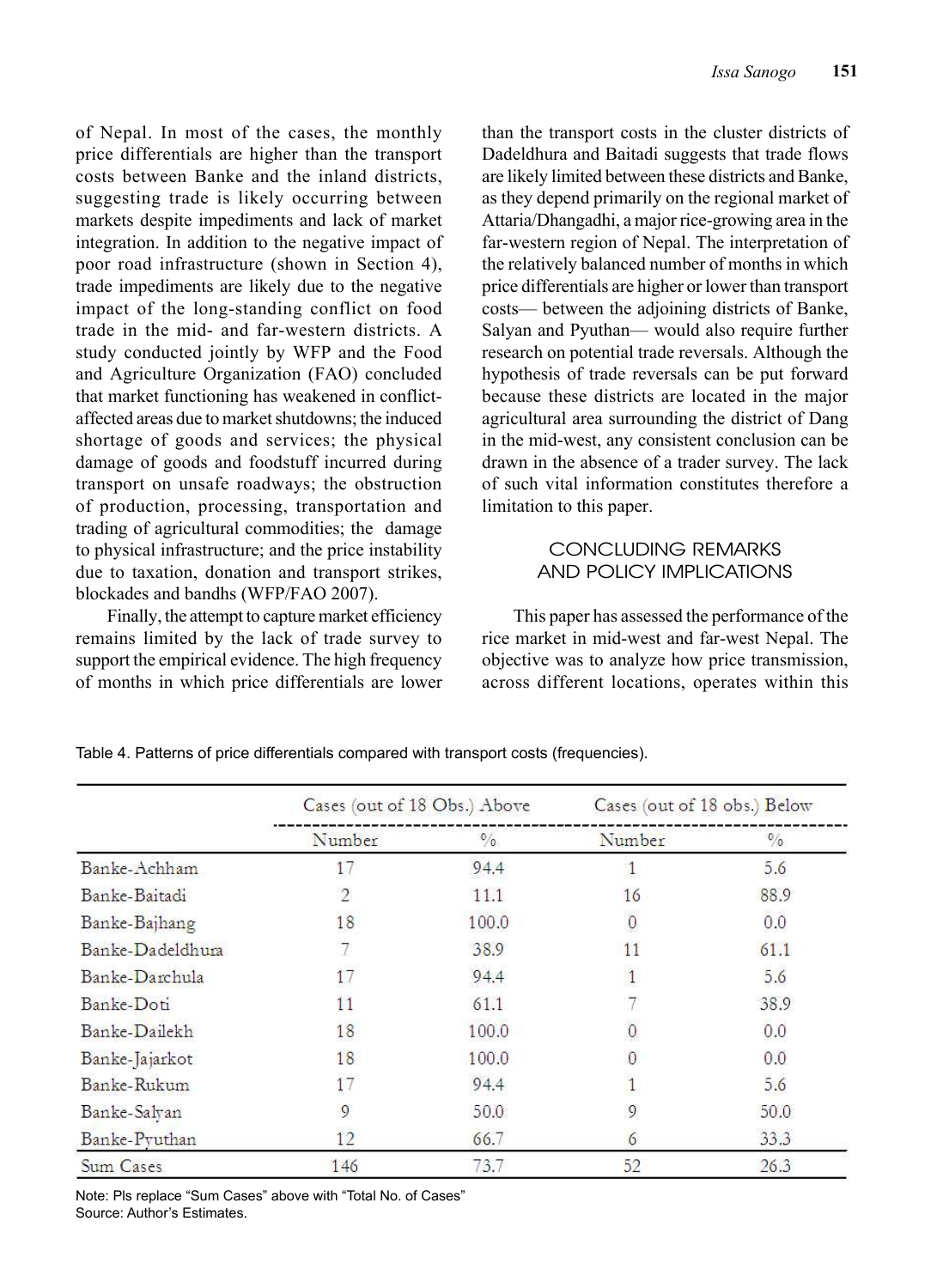of Nepal. In most of the cases, the monthly price differentials are higher than the transport costs between Banke and the inland districts, suggesting trade is likely occurring between markets despite impediments and lack of market integration. In addition to the negative impact of poor road infrastructure (shown in Section 4), trade impediments are likely due to the negative impact of the long-standing conflict on food trade in the mid- and far-western districts. A study conducted jointly by WFP and the Food and Agriculture Organization (FAO) concluded that market functioning has weakened in conflict-affected areas due to market shutdowns; the induced shortage of goods and services; the physical damage of goods and foodstuff incurred during transport on unsafe roadways; the obstruction of production, processing, transportation and trading of agricultural commodities; the damage to physical infrastructure; and the price instability due to taxation, donation and transport strikes, blockades and bandhs (WFP/FAO 2007).

Finally, the attempt to capture market efficiency remains limited by the lack of trade survey to support the empirical evidence. The high frequency of months in which price differentials are lower than the transport costs in the cluster districts of Dadeldhura and Baitadi suggests that trade flows are likely limited between these districts and Banke, as they depend primarily on the regional market of Attaria/Dhangadhi, a major rice-growing area in the far-western region of Nepal. The interpretation of the relatively balanced number of months in which price differentials are higher or lower than transport costs— between the adjoining districts of Banke, Salyan and Pyuthan— would also require further research on potential trade reversals. Although the hypothesis of trade reversals can be put forward because these districts are located in the major agricultural area surrounding the district of Dang in the mid-west, any consistent conclusion can be drawn in the absence of a trader survey. The lack of such vital information constitutes therefore a limitation to this paper.

## CONCLUDING REMARKS AND POLICY IMPLICATIONS

This paper has assessed the performance of the rice market in mid-west and far-west Nepal. The objective was to analyze how price transmission, across different locations, operates within this

Table 4. Patterns of price differentials compared with transport costs (frequencies).

| | Cases (out of 18 Obs.) Above | | Cases (out of 18 obs.) Below | |
|---|---|---|---|---|
| | Number | % | Number | % |
| Banke-Achham | 17 | 94.4 | 1 | 5.6 |
| Banke-Baitadi | 2 | 11.1 | 16 | 88.9 |
| Banke-Bajhang | 18 | 100.0 | 0 | 0.0 |
| Banke-Dadeldhura | 7 | 38.9 | 11 | 61.1 |
| Banke-Darchula | 17 | 94.4 | 1 | 5.6 |
| Banke-Doti | 11 | 61.1 | 7 | 38.9 |
| Banke-Dailekh | 18 | 100.0 | 0 | 0.0 |
| Banke-Jajarkot | 18 | 100.0 | 0 | 0.0 |
| Banke-Rukum | 17 | 94.4 | 1 | 5.6 |
| Banke-Salyan | 9 | 50.0 | 9 | 50.0 |
| Banke-Pyuthan | 12 | 66.7 | 6 | 33.3 |
| Sum Cases | 146 | 73.7 | 52 | 26.3 |

Note: Pls replace "Sum Cases" above with "Total No. of Cases"
Source: Author's Estimates.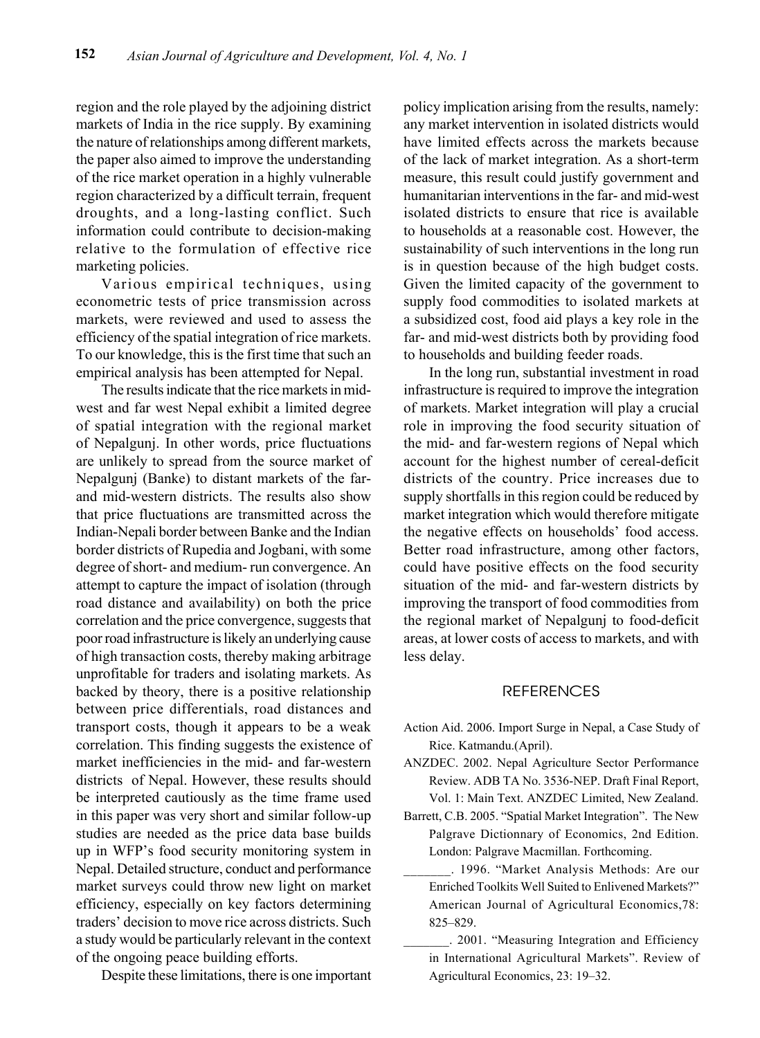region and the role played by the adjoining district markets of India in the rice supply. By examining the nature of relationships among different markets, the paper also aimed to improve the understanding of the rice market operation in a highly vulnerable region characterized by a difficult terrain, frequent droughts, and a long-lasting conflict. Such information could contribute to decision-making relative to the formulation of effective rice marketing policies.

Various empirical techniques, using econometric tests of price transmission across markets, were reviewed and used to assess the efficiency of the spatial integration of rice markets. To our knowledge, this is the first time that such an empirical analysis has been attempted for Nepal.

The results indicate that the rice markets in mid-west and far west Nepal exhibit a limited degree of spatial integration with the regional market of Nepalgunj. In other words, price fluctuations are unlikely to spread from the source market of Nepalgunj (Banke) to distant markets of the far- and mid-western districts. The results also show that price fluctuations are transmitted across the Indian-Nepali border between Banke and the Indian border districts of Rupedia and Jogbani, with some degree of short- and medium- run convergence. An attempt to capture the impact of isolation (through road distance and availability) on both the price correlation and the price convergence, suggests that poor road infrastructure is likely an underlying cause of high transaction costs, thereby making arbitrage unprofitable for traders and isolating markets. As backed by theory, there is a positive relationship between price differentials, road distances and transport costs, though it appears to be a weak correlation. This finding suggests the existence of market inefficiencies in the mid- and far-western districts of Nepal. However, these results should be interpreted cautiously as the time frame used in this paper was very short and similar follow-up studies are needed as the price data base builds up in WFP's food security monitoring system in Nepal. Detailed structure, conduct and performance market surveys could throw new light on market efficiency, especially on key factors determining traders' decision to move rice across districts. Such a study would be particularly relevant in the context of the ongoing peace building efforts.

Despite these limitations, there is one important policy implication arising from the results, namely: any market intervention in isolated districts would have limited effects across the markets because of the lack of market integration. As a short-term measure, this result could justify government and humanitarian interventions in the far- and mid-west isolated districts to ensure that rice is available to households at a reasonable cost. However, the sustainability of such interventions in the long run is in question because of the high budget costs. Given the limited capacity of the government to supply food commodities to isolated markets at a subsidized cost, food aid plays a key role in the far- and mid-west districts both by providing food to households and building feeder roads.

In the long run, substantial investment in road infrastructure is required to improve the integration of markets. Market integration will play a crucial role in improving the food security situation of the mid- and far-western regions of Nepal which account for the highest number of cereal-deficit districts of the country. Price increases due to supply shortfalls in this region could be reduced by market integration which would therefore mitigate the negative effects on households' food access. Better road infrastructure, among other factors, could have positive effects on the food security situation of the mid- and far-western districts by improving the transport of food commodities from the regional market of Nepalgunj to food-deficit areas, at lower costs of access to markets, and with less delay.

## REFERENCES

Action Aid. 2006. Import Surge in Nepal, a Case Study of Rice. Katmandu.(April).

ANZDEC. 2002. Nepal Agriculture Sector Performance Review. ADB TA No. 3536-NEP. Draft Final Report, Vol. 1: Main Text. ANZDEC Limited, New Zealand.

Barrett, C.B. 2005. "Spatial Market Integration". The New Palgrave Dictionnary of Economics, 2nd Edition. London: Palgrave Macmillan. Forthcoming.

_______. 1996. "Market Analysis Methods: Are our Enriched Toolkits Well Suited to Enlivened Markets?" American Journal of Agricultural Economics,78: 825–829.

_______. 2001. "Measuring Integration and Efficiency in International Agricultural Markets". Review of Agricultural Economics, 23: 19–32.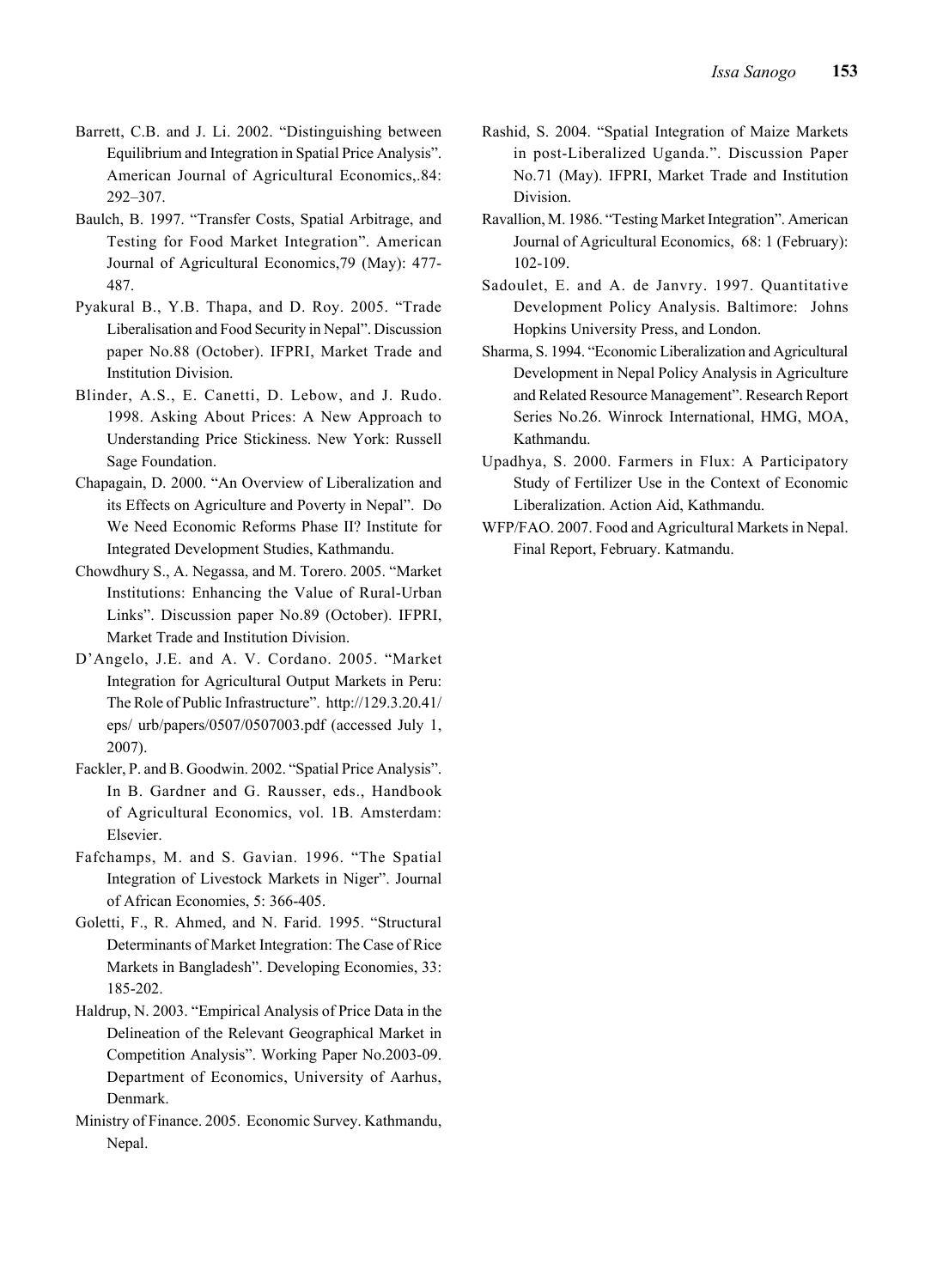Barrett, C.B. and J. Li. 2002. "Distinguishing between Equilibrium and Integration in Spatial Price Analysis". American Journal of Agricultural Economics,.84: 292–307.

Baulch, B. 1997. "Transfer Costs, Spatial Arbitrage, and Testing for Food Market Integration". American Journal of Agricultural Economics,79 (May): 477-487.

Pyakural B., Y.B. Thapa, and D. Roy. 2005. "Trade Liberalisation and Food Security in Nepal". Discussion paper No.88 (October). IFPRI, Market Trade and Institution Division.

Blinder, A.S., E. Canetti, D. Lebow, and J. Rudo. 1998. Asking About Prices: A New Approach to Understanding Price Stickiness. New York: Russell Sage Foundation.

Chapagain, D. 2000. "An Overview of Liberalization and its Effects on Agriculture and Poverty in Nepal". Do We Need Economic Reforms Phase II? Institute for Integrated Development Studies, Kathmandu.

Chowdhury S., A. Negassa, and M. Torero. 2005. "Market Institutions: Enhancing the Value of Rural-Urban Links". Discussion paper No.89 (October). IFPRI, Market Trade and Institution Division.

D'Angelo, J.E. and A. V. Cordano. 2005. "Market Integration for Agricultural Output Markets in Peru: The Role of Public Infrastructure". http://129.3.20.41/eps/ urb/papers/0507/0507003.pdf (accessed July 1, 2007).

Fackler, P. and B. Goodwin. 2002. "Spatial Price Analysis". In B. Gardner and G. Rausser, eds., Handbook of Agricultural Economics, vol. 1B. Amsterdam: Elsevier.

Fafchamps, M. and S. Gavian. 1996. "The Spatial Integration of Livestock Markets in Niger". Journal of African Economies, 5: 366-405.

Goletti, F., R. Ahmed, and N. Farid. 1995. "Structural Determinants of Market Integration: The Case of Rice Markets in Bangladesh". Developing Economies, 33: 185-202.

Haldrup, N. 2003. "Empirical Analysis of Price Data in the Delineation of the Relevant Geographical Market in Competition Analysis". Working Paper No.2003-09. Department of Economics, University of Aarhus, Denmark.

Ministry of Finance. 2005. Economic Survey. Kathmandu, Nepal.

Rashid, S. 2004. "Spatial Integration of Maize Markets in post-Liberalized Uganda.". Discussion Paper No.71 (May). IFPRI, Market Trade and Institution Division.

Ravallion, M. 1986. "Testing Market Integration". American Journal of Agricultural Economics, 68: 1 (February): 102-109.

Sadoulet, E. and A. de Janvry. 1997. Quantitative Development Policy Analysis. Baltimore: Johns Hopkins University Press, and London.

Sharma, S. 1994. "Economic Liberalization and Agricultural Development in Nepal Policy Analysis in Agriculture and Related Resource Management". Research Report Series No.26. Winrock International, HMG, MOA, Kathmandu.

Upadhya, S. 2000. Farmers in Flux: A Participatory Study of Fertilizer Use in the Context of Economic Liberalization. Action Aid, Kathmandu.

WFP/FAO. 2007. Food and Agricultural Markets in Nepal. Final Report, February. Katmandu.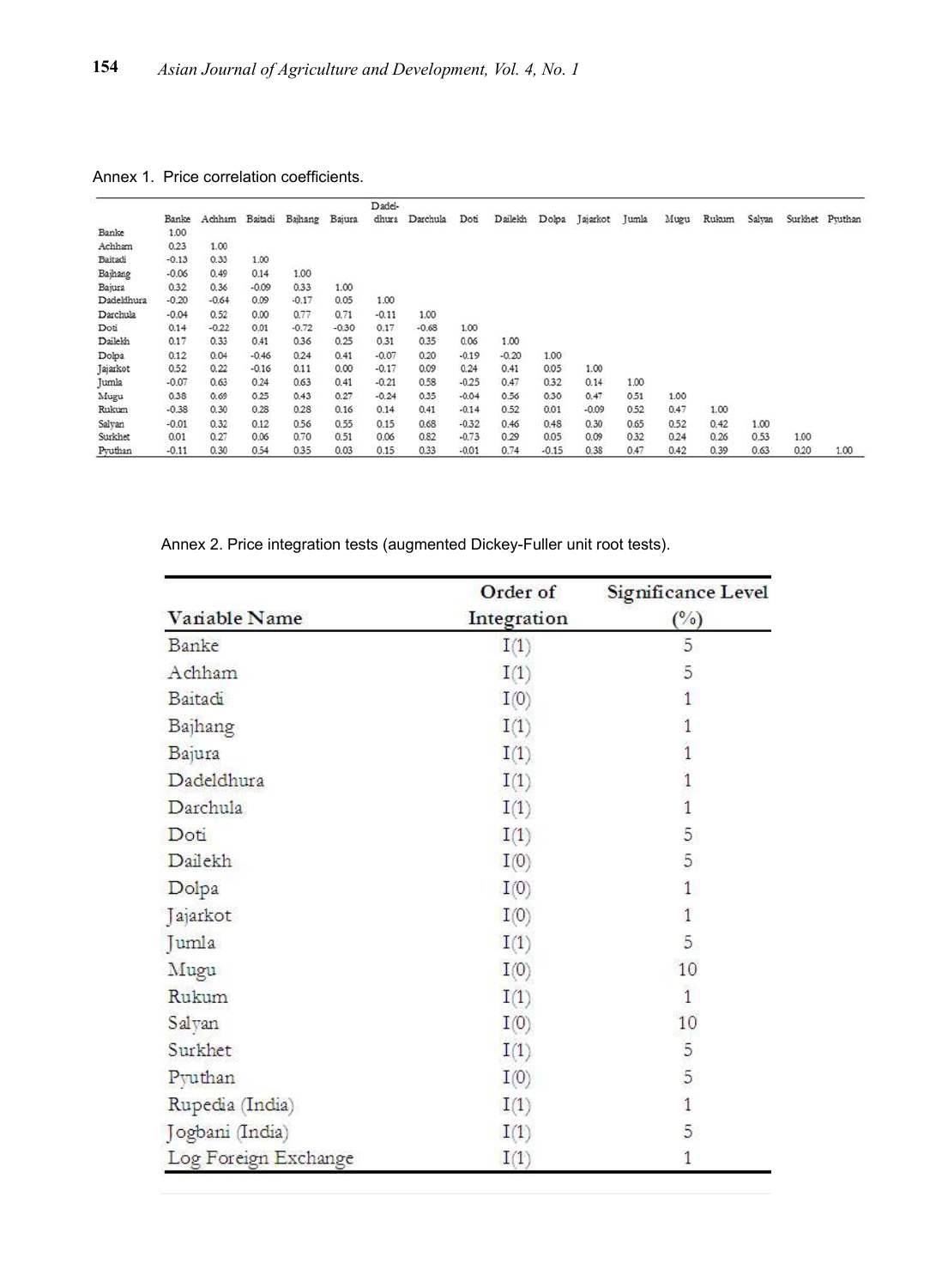Annex 1. Price correlation coefficients.

| | Banke | Achham | Baitadi | Bajhang | Bajura | Dadel-dhura | Darchula | Doti | Dailekh | Dolpa | Jajarkot | Jumla | Mugu | Rukum | Salyan | Surkhet | Pyuthan |
|---|---|---|---|---|---|---|---|---|---|---|---|---|---|---|---|---|---|
| Banke | 1.00 | | | | | | | | | | | | | | | | |
| Achham | 0.23 | 1.00 | | | | | | | | | | | | | | | |
| Baitadi | -0.13 | 0.33 | 1.00 | | | | | | | | | | | | | | |
| Bajhang | -0.06 | 0.49 | 0.14 | 1.00 | | | | | | | | | | | | | |
| Bajura | 0.32 | 0.36 | -0.09 | 0.33 | 1.00 | | | | | | | | | | | | |
| Dadeldhura | -0.20 | -0.64 | 0.09 | -0.17 | 0.05 | 1.00 | | | | | | | | | | | |
| Darchula | -0.04 | 0.52 | 0.00 | 0.77 | 0.71 | -0.11 | 1.00 | | | | | | | | | | |
| Doti | 0.14 | -0.22 | 0.01 | -0.72 | -0.30 | 0.17 | -0.68 | 1.00 | | | | | | | | | |
| Dailekh | 0.17 | 0.33 | 0.41 | 0.36 | 0.25 | 0.31 | 0.35 | 0.06 | 1.00 | | | | | | | | |
| Dolpa | 0.12 | 0.04 | -0.46 | 0.24 | 0.41 | -0.07 | 0.20 | -0.19 | -0.20 | 1.00 | | | | | | | |
| Jajarkot | 0.52 | 0.22 | -0.16 | 0.11 | 0.00 | -0.17 | 0.09 | 0.24 | 0.41 | 0.05 | 1.00 | | | | | | |
| Jumla | -0.07 | 0.63 | 0.24 | 0.63 | 0.41 | -0.21 | 0.58 | -0.25 | 0.47 | 0.32 | 0.14 | 1.00 | | | | | |
| Mugu | 0.38 | 0.69 | 0.25 | 0.43 | 0.27 | -0.24 | 0.35 | -0.04 | 0.56 | 0.30 | 0.47 | 0.51 | 1.00 | | | | |
| Rukum | -0.38 | 0.30 | 0.28 | 0.28 | 0.16 | 0.14 | 0.41 | -0.14 | 0.52 | 0.01 | -0.09 | 0.52 | 0.47 | 1.00 | | | |
| Salyan | -0.01 | 0.32 | 0.12 | 0.56 | 0.55 | 0.15 | 0.68 | -0.32 | 0.46 | 0.48 | 0.30 | 0.65 | 0.52 | 0.42 | 1.00 | | |
| Surkhet | 0.01 | 0.27 | 0.06 | 0.70 | 0.51 | 0.06 | 0.82 | -0.73 | 0.29 | 0.05 | 0.09 | 0.32 | 0.24 | 0.26 | 0.53 | 1.00 | |
| Pyuthan | -0.11 | 0.30 | 0.54 | 0.35 | 0.03 | 0.15 | 0.33 | -0.01 | 0.74 | -0.15 | 0.38 | 0.47 | 0.42 | 0.39 | 0.63 | 0.20 | 1.00 |

Annex 2. Price integration tests (augmented Dickey-Fuller unit root tests).

| Variable Name | Order of Integration | Significance Level (%) |
|---|---|---|
| Banke | I(1) | 5 |
| Achham | I(1) | 5 |
| Baitadi | I(0) | 1 |
| Bajhang | I(1) | 1 |
| Bajura | I(1) | 1 |
| Dadeldhura | I(1) | 1 |
| Darchula | I(1) | 1 |
| Doti | I(1) | 5 |
| Dailekh | I(0) | 5 |
| Dolpa | I(0) | 1 |
| Jajarkot | I(0) | 1 |
| Jumla | I(1) | 5 |
| Mugu | I(0) | 10 |
| Rukum | I(1) | 1 |
| Salyan | I(0) | 10 |
| Surkhet | I(1) | 5 |
| Pyuthan | I(0) | 5 |
| Rupedia (India) | I(1) | 1 |
| Jogbani (India) | I(1) | 5 |
| Log Foreign Exchange | I(1) | 1 |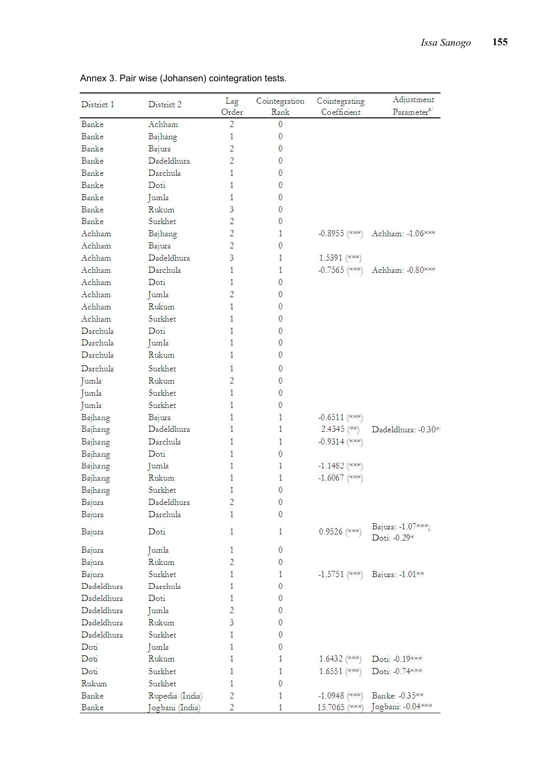Annex 3. Pair wise (Johansen) cointegration tests.

| District 1 | District 2 | Lag Order | Cointegration Rank | Cointegrating Coefficient | Adjustment Parameter[a/] |
|---|---|---|---|---|---|
| Banke | Achham | 2 | 0 | | |
| Banke | Bajhang | 1 | 0 | | |
| Banke | Bajura | 2 | 0 | | |
| Banke | Dadeldhura | 2 | 0 | | |
| Banke | Darchula | 1 | 0 | | |
| Banke | Doti | 1 | 0 | | |
| Banke | Jumla | 1 | 0 | | |
| Banke | Rukum | 3 | 0 | | |
| Banke | Surkhet | 2 | 0 | | |
| Achham | Bajhang | 2 | 1 | -0.8955 (***) | Achham: -1.06*** |
| Achham | Bajura | 2 | 0 | | |
| Achham | Dadeldhura | 3 | 1 | 1.5391 (***) | |
| Achham | Darchula | 1 | 1 | -0.7565 (***) | Achham: -0.80*** |
| Achham | Doti | 1 | 0 | | |
| Achham | Jumla | 2 | 0 | | |
| Achham | Rukum | 1 | 0 | | |
| Achham | Surkhet | 1 | 0 | | |
| Darchula | Doti | 1 | 0 | | |
| Darchula | Jumla | 1 | 0 | | |
| Darchula | Rukum | 1 | 0 | | |
| Darchula | Surkhet | 1 | 0 | | |
| Jumla | Rukum | 2 | 0 | | |
| Jumla | Surkhet | 1 | 0 | | |
| Jumla | Surkhet | 1 | 0 | | |
| Bajhang | Bajura | 1 | 1 | -0.6511 (***) | |
| Bajhang | Dadeldhura | 1 | 1 | 2.4345 (**) | Dadeldhura: -0.30* |
| Bajhang | Darchula | 1 | 1 | -0.9314 (***) | |
| Bajhang | Doti | 1 | 0 | | |
| Bajhang | Jumla | 1 | 1 | -1.1482 (***) | |
| Bajhang | Rukum | 1 | 1 | -1.6067 (***) | |
| Bajhang | Surkhet | 1 | 0 | | |
| Bajura | Dadeldhura | 2 | 0 | | |
| Bajura | Darchula | 1 | 0 | | |
| Bajura | Doti | 1 | 1 | 0.9526 (***) | Bajura: -1.07***; Doti: -0.29* |
| Bajura | Jumla | 1 | 0 | | |
| Bajura | Rukum | 2 | 0 | | |
| Bajura | Surkhet | 1 | 1 | -1.5751 (***) | Bajura: -1.01** |
| Dadeldhura | Darchula | 1 | 0 | | |
| Dadeldhura | Doti | 1 | 0 | | |
| Dadeldhura | Jumla | 2 | 0 | | |
| Dadeldhura | Rukum | 3 | 0 | | |
| Dadeldhura | Surkhet | 1 | 0 | | |
| Doti | Jumla | 1 | 0 | | |
| Doti | Rukum | 1 | 1 | 1.6432 (***) | Doti: -0.19*** |
| Doti | Surkhet | 1 | 1 | 1.6551 (***) | Doti: -0.74*** |
| Rukum | Surkhet | 1 | 0 | | |
| Banke | Rupedia (India) | 2 | 1 | -1.0948 (***) | Banke: -0.35** |
| Banke | Jogbani (India) | 2 | 1 | 15.7065 (***) | Jogbani: -0.04*** |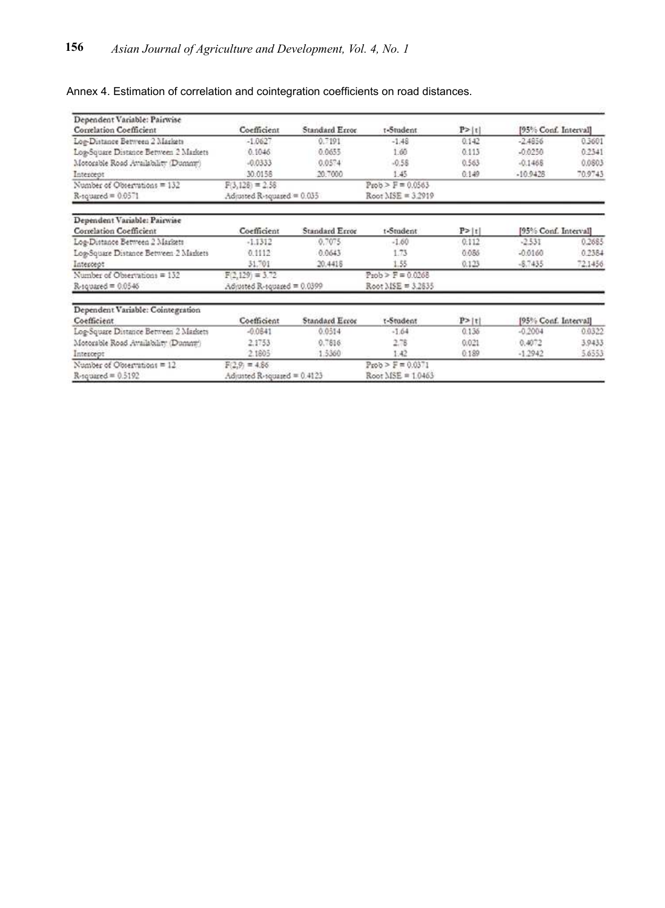Annex 4. Estimation of correlation and cointegration coefficients on road distances.

| Dependent Variable: Pairwise Correlation Coefficient | Coefficient | Standard Error | t-Student | P>\|t\| | [95% Conf. Interval] | |
|---|---|---|---|---|---|---|
| Log-Distance Between 2 Markets | -1.0627 | 0.7191 | -1.48 | 0.142 | -2.4856 | 0.3601 |
| Log-Square Distance Between 2 Markets | 0.1046 | 0.0655 | 1.60 | 0.113 | -0.0250 | 0.2341 |
| Motorable Road Availability (Dummy) | -0.0333 | 0.0574 | -0.58 | 0.563 | -0.1468 | 0.0803 |
| Intercept | 30.0158 | 20.7000 | 1.45 | 0.149 | -10.9428 | 70.9743 |
| Number of Observations = 132 | $F(3,128) = 2.58$ | | Prob > F = 0.0563 | | | |
| R-squared = 0.0571 | Adjusted R-squared = 0.035 | | Root MSE = 3.2919 | | | |

| Dependent Variable: Pairwise Correlation Coefficient | Coefficient | Standard Error | t-Student | P>\|t\| | [95% Conf. Interval] | |
|---|---|---|---|---|---|---|
| Log-Distance Between 2 Markets | -1.1312 | 0.7075 | -1.60 | 0.112 | -2.531 | 0.2685 |
| Log-Square Distance Between 2 Markets | 0.1112 | 0.0643 | 1.73 | 0.086 | -0.0160 | 0.2384 |
| Intercept | 31.701 | 20.4418 | 1.55 | 0.123 | -8.7435 | 72.1456 |
| Number of Observations = 132 | $F(2,129) = 3.72$ | | Prob > F = 0.0268 | | | |
| R-squared = 0.0546 | Adjusted R-squared = 0.0399 | | Root MSE = 3.2835 | | | |

| Dependent Variable: Cointegration Coefficient | Coefficient | Standard Error | t-Student | P>\|t\| | [95% Conf. Interval] | |
|---|---|---|---|---|---|---|
| Log-Square Distance Between 2 Markets | -0.0841 | 0.0514 | -1.64 | 0.136 | -0.2004 | 0.0322 |
| Motorable Road Availability (Dummy) | 2.1753 | 0.7816 | 2.78 | 0.021 | 0.4072 | 3.9433 |
| Intercept | 2.1805 | 1.5360 | 1.42 | 0.189 | -1.2942 | 5.6553 |
| Number of Observations = 12 | $F(2,9) = 4.86$ | | Prob > F = 0.0371 | | | |
| R-squared = 0.5192 | Adjusted R-squared = 0.4123 | | Root MSE = 1.0463 | | | |